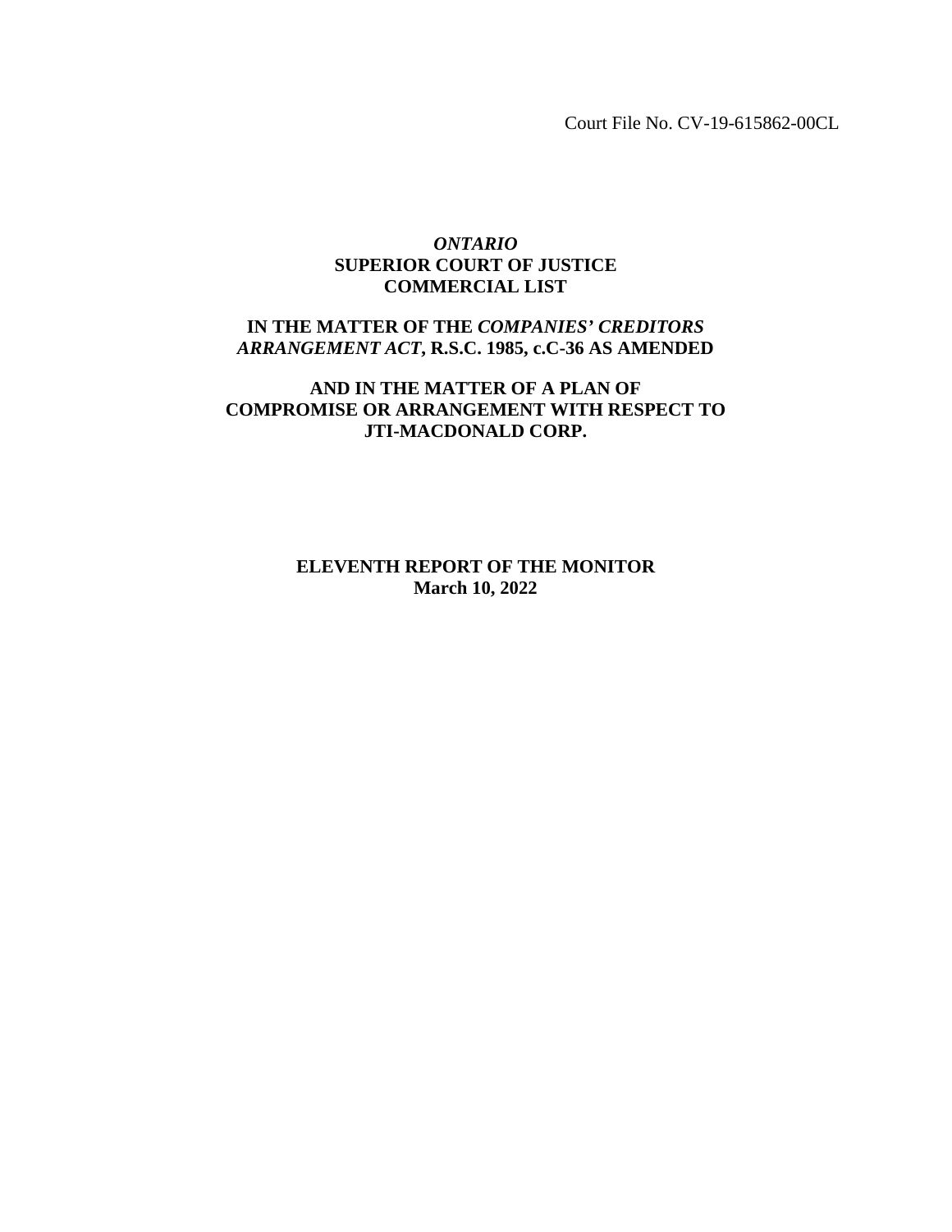Court File No. CV-19-615862-00CL

***ONTARIO***
**SUPERIOR COURT OF JUSTICE**
**COMMERCIAL LIST**

**IN THE MATTER OF THE *COMPANIES' CREDITORS ARRANGEMENT ACT*, R.S.C. 1985, c.C-36 AS AMENDED**

**AND IN THE MATTER OF A PLAN OF COMPROMISE OR ARRANGEMENT WITH RESPECT TO JTI-MACDONALD CORP.**

**ELEVENTH REPORT OF THE MONITOR**
**March 10, 2022**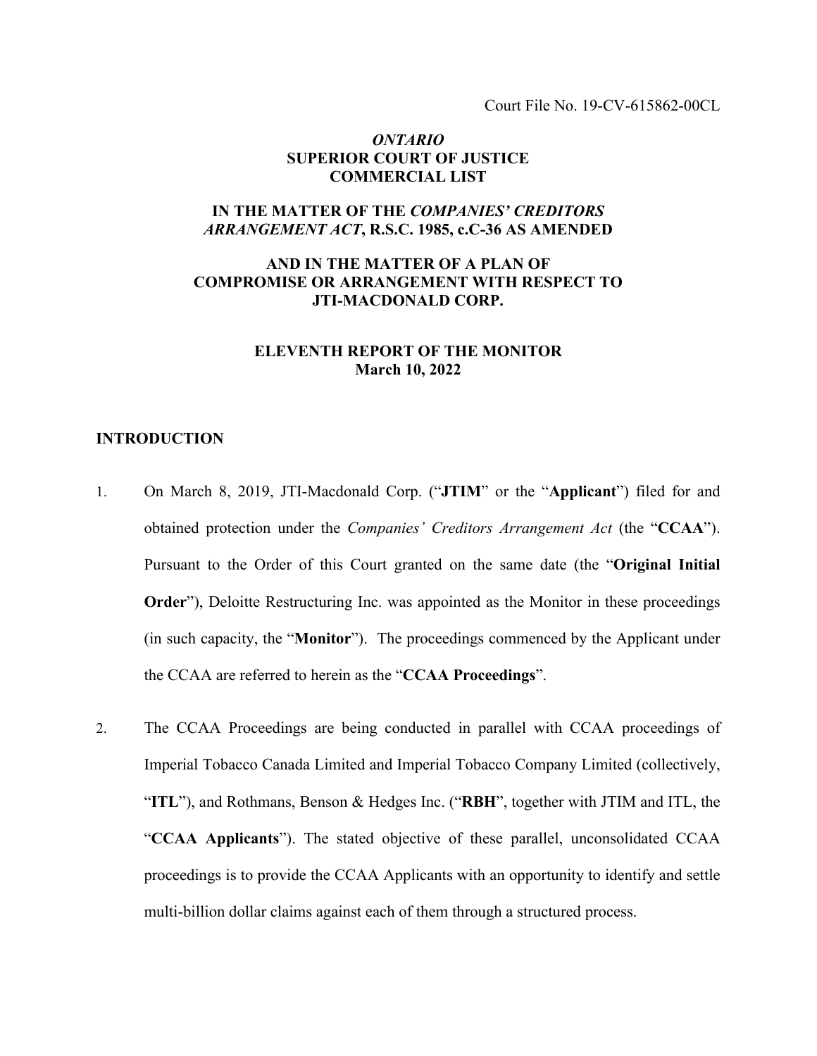Court File No. 19-CV-615862-00CL

***ONTARIO***
**SUPERIOR COURT OF JUSTICE**
**COMMERCIAL LIST**

**IN THE MATTER OF THE *COMPANIES' CREDITORS ARRANGEMENT ACT*, R.S.C. 1985, c.C-36 AS AMENDED**

**AND IN THE MATTER OF A PLAN OF COMPROMISE OR ARRANGEMENT WITH RESPECT TO JTI-MACDONALD CORP.**

**ELEVENTH REPORT OF THE MONITOR**
**March 10, 2022**

## INTRODUCTION

1. On March 8, 2019, JTI-Macdonald Corp. ("**JTIM**" or the "**Applicant**") filed for and obtained protection under the *Companies' Creditors Arrangement Act* (the "**CCAA**"). Pursuant to the Order of this Court granted on the same date (the "**Original Initial Order**"), Deloitte Restructuring Inc. was appointed as the Monitor in these proceedings (in such capacity, the "**Monitor**"). The proceedings commenced by the Applicant under the CCAA are referred to herein as the "**CCAA Proceedings**".

2. The CCAA Proceedings are being conducted in parallel with CCAA proceedings of Imperial Tobacco Canada Limited and Imperial Tobacco Company Limited (collectively, "**ITL**"), and Rothmans, Benson & Hedges Inc. ("**RBH**", together with JTIM and ITL, the "**CCAA Applicants**"). The stated objective of these parallel, unconsolidated CCAA proceedings is to provide the CCAA Applicants with an opportunity to identify and settle multi-billion dollar claims against each of them through a structured process.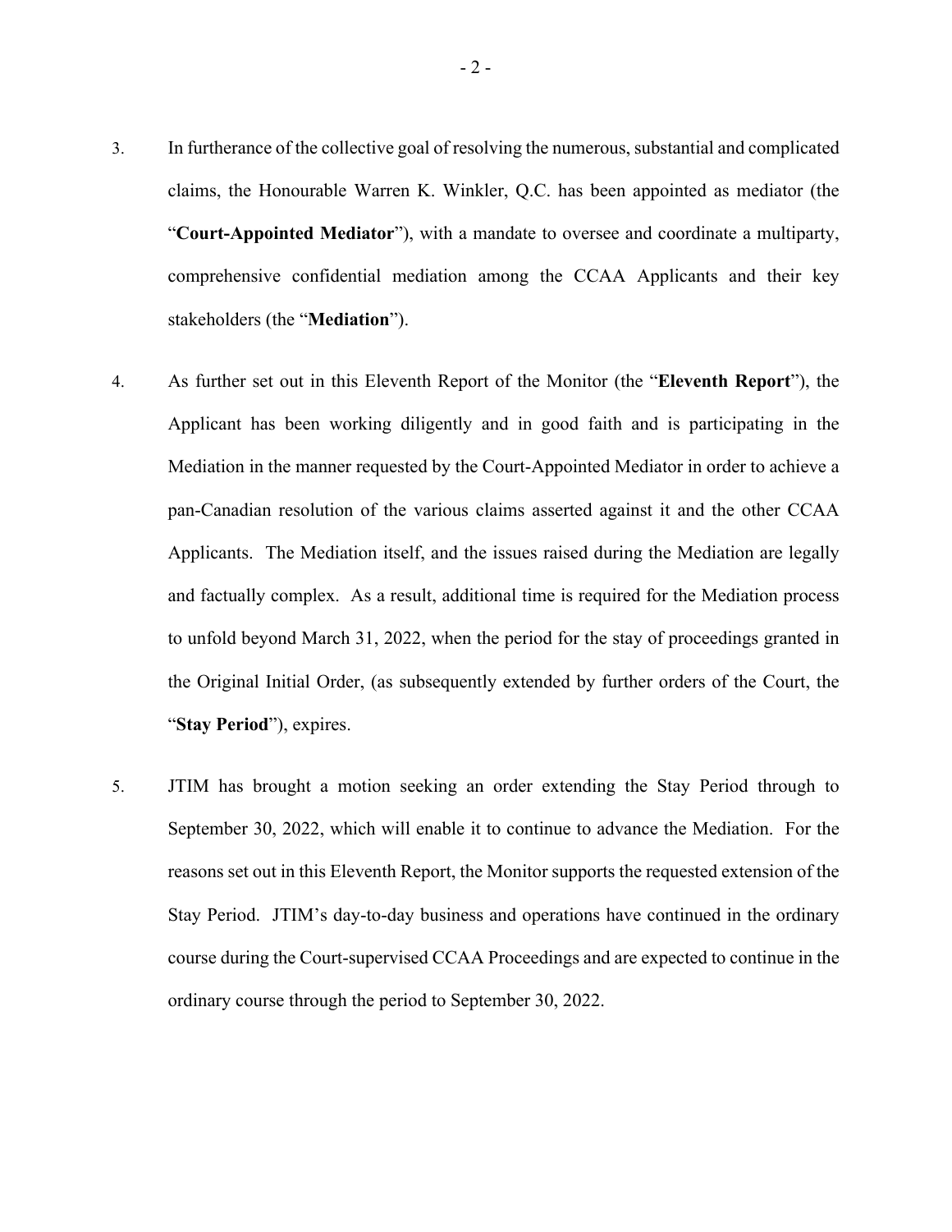3. In furtherance of the collective goal of resolving the numerous, substantial and complicated claims, the Honourable Warren K. Winkler, Q.C. has been appointed as mediator (the "**Court-Appointed Mediator**"), with a mandate to oversee and coordinate a multiparty, comprehensive confidential mediation among the CCAA Applicants and their key stakeholders (the "**Mediation**").

4. As further set out in this Eleventh Report of the Monitor (the "**Eleventh Report**"), the Applicant has been working diligently and in good faith and is participating in the Mediation in the manner requested by the Court-Appointed Mediator in order to achieve a pan-Canadian resolution of the various claims asserted against it and the other CCAA Applicants. The Mediation itself, and the issues raised during the Mediation are legally and factually complex. As a result, additional time is required for the Mediation process to unfold beyond March 31, 2022, when the period for the stay of proceedings granted in the Original Initial Order, (as subsequently extended by further orders of the Court, the "**Stay Period**"), expires.

5. JTIM has brought a motion seeking an order extending the Stay Period through to September 30, 2022, which will enable it to continue to advance the Mediation. For the reasons set out in this Eleventh Report, the Monitor supports the requested extension of the Stay Period. JTIM's day-to-day business and operations have continued in the ordinary course during the Court-supervised CCAA Proceedings and are expected to continue in the ordinary course through the period to September 30, 2022.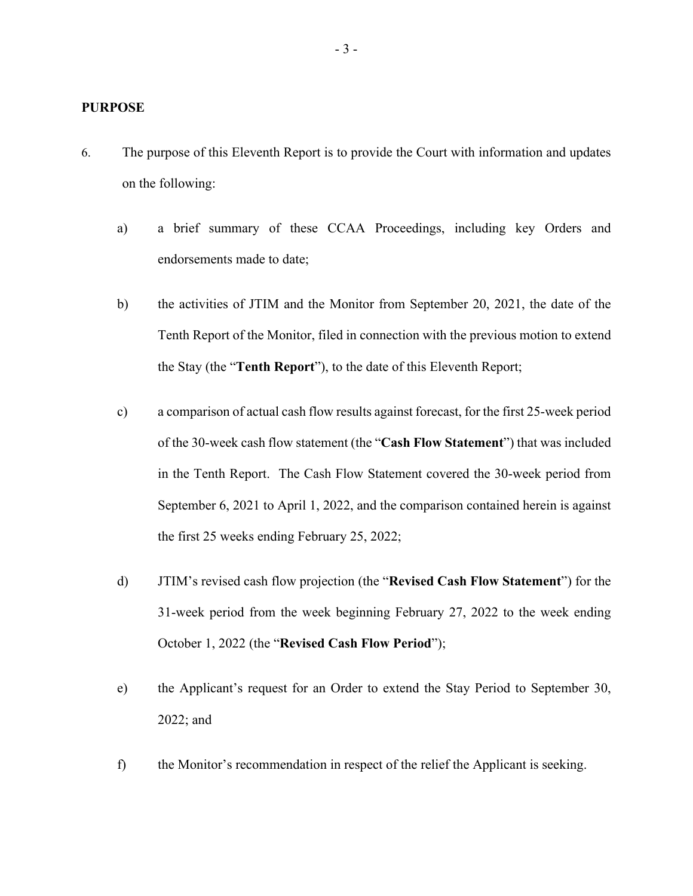## PURPOSE

6. The purpose of this Eleventh Report is to provide the Court with information and updates on the following:

   a) a brief summary of these CCAA Proceedings, including key Orders and endorsements made to date;

   b) the activities of JTIM and the Monitor from September 20, 2021, the date of the Tenth Report of the Monitor, filed in connection with the previous motion to extend the Stay (the "**Tenth Report**"), to the date of this Eleventh Report;

   c) a comparison of actual cash flow results against forecast, for the first 25-week period of the 30-week cash flow statement (the "**Cash Flow Statement**") that was included in the Tenth Report. The Cash Flow Statement covered the 30-week period from September 6, 2021 to April 1, 2022, and the comparison contained herein is against the first 25 weeks ending February 25, 2022;

   d) JTIM's revised cash flow projection (the "**Revised Cash Flow Statement**") for the 31-week period from the week beginning February 27, 2022 to the week ending October 1, 2022 (the "**Revised Cash Flow Period**");

   e) the Applicant's request for an Order to extend the Stay Period to September 30, 2022; and

   f) the Monitor's recommendation in respect of the relief the Applicant is seeking.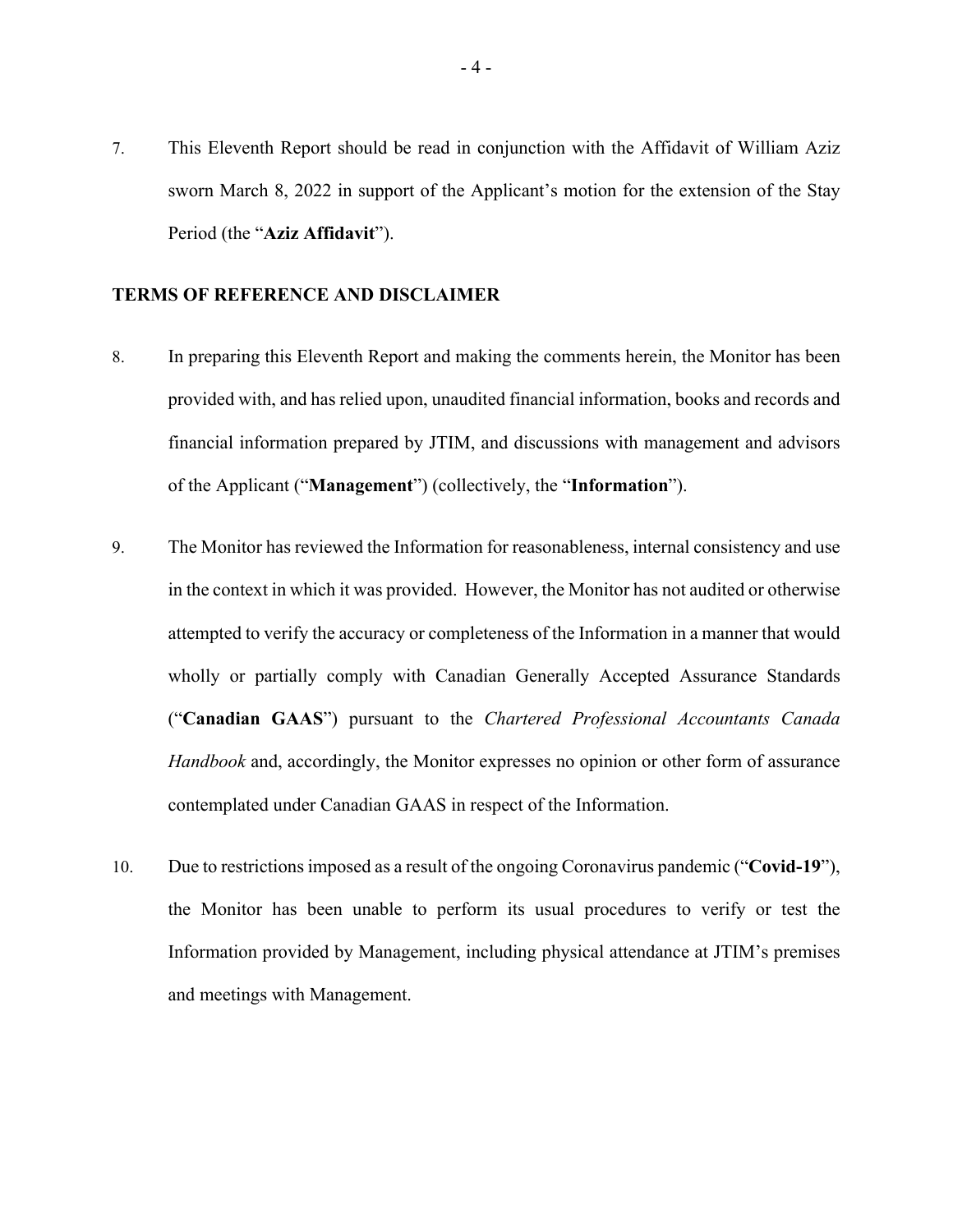7. This Eleventh Report should be read in conjunction with the Affidavit of William Aziz sworn March 8, 2022 in support of the Applicant's motion for the extension of the Stay Period (the "**Aziz Affidavit**").

## TERMS OF REFERENCE AND DISCLAIMER

8. In preparing this Eleventh Report and making the comments herein, the Monitor has been provided with, and has relied upon, unaudited financial information, books and records and financial information prepared by JTIM, and discussions with management and advisors of the Applicant ("**Management**") (collectively, the "**Information**").

9. The Monitor has reviewed the Information for reasonableness, internal consistency and use in the context in which it was provided. However, the Monitor has not audited or otherwise attempted to verify the accuracy or completeness of the Information in a manner that would wholly or partially comply with Canadian Generally Accepted Assurance Standards ("**Canadian GAAS**") pursuant to the *Chartered Professional Accountants Canada Handbook* and, accordingly, the Monitor expresses no opinion or other form of assurance contemplated under Canadian GAAS in respect of the Information.

10. Due to restrictions imposed as a result of the ongoing Coronavirus pandemic ("**Covid-19**"), the Monitor has been unable to perform its usual procedures to verify or test the Information provided by Management, including physical attendance at JTIM's premises and meetings with Management.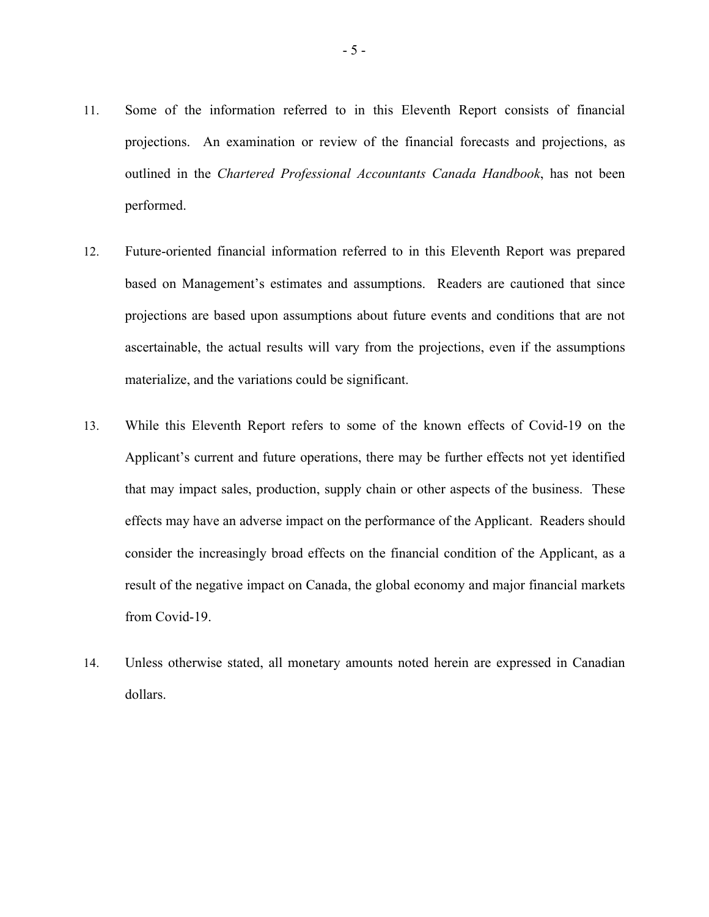11. Some of the information referred to in this Eleventh Report consists of financial projections. An examination or review of the financial forecasts and projections, as outlined in the *Chartered Professional Accountants Canada Handbook*, has not been performed.

12. Future-oriented financial information referred to in this Eleventh Report was prepared based on Management's estimates and assumptions. Readers are cautioned that since projections are based upon assumptions about future events and conditions that are not ascertainable, the actual results will vary from the projections, even if the assumptions materialize, and the variations could be significant.

13. While this Eleventh Report refers to some of the known effects of Covid-19 on the Applicant's current and future operations, there may be further effects not yet identified that may impact sales, production, supply chain or other aspects of the business. These effects may have an adverse impact on the performance of the Applicant. Readers should consider the increasingly broad effects on the financial condition of the Applicant, as a result of the negative impact on Canada, the global economy and major financial markets from Covid-19.

14. Unless otherwise stated, all monetary amounts noted herein are expressed in Canadian dollars.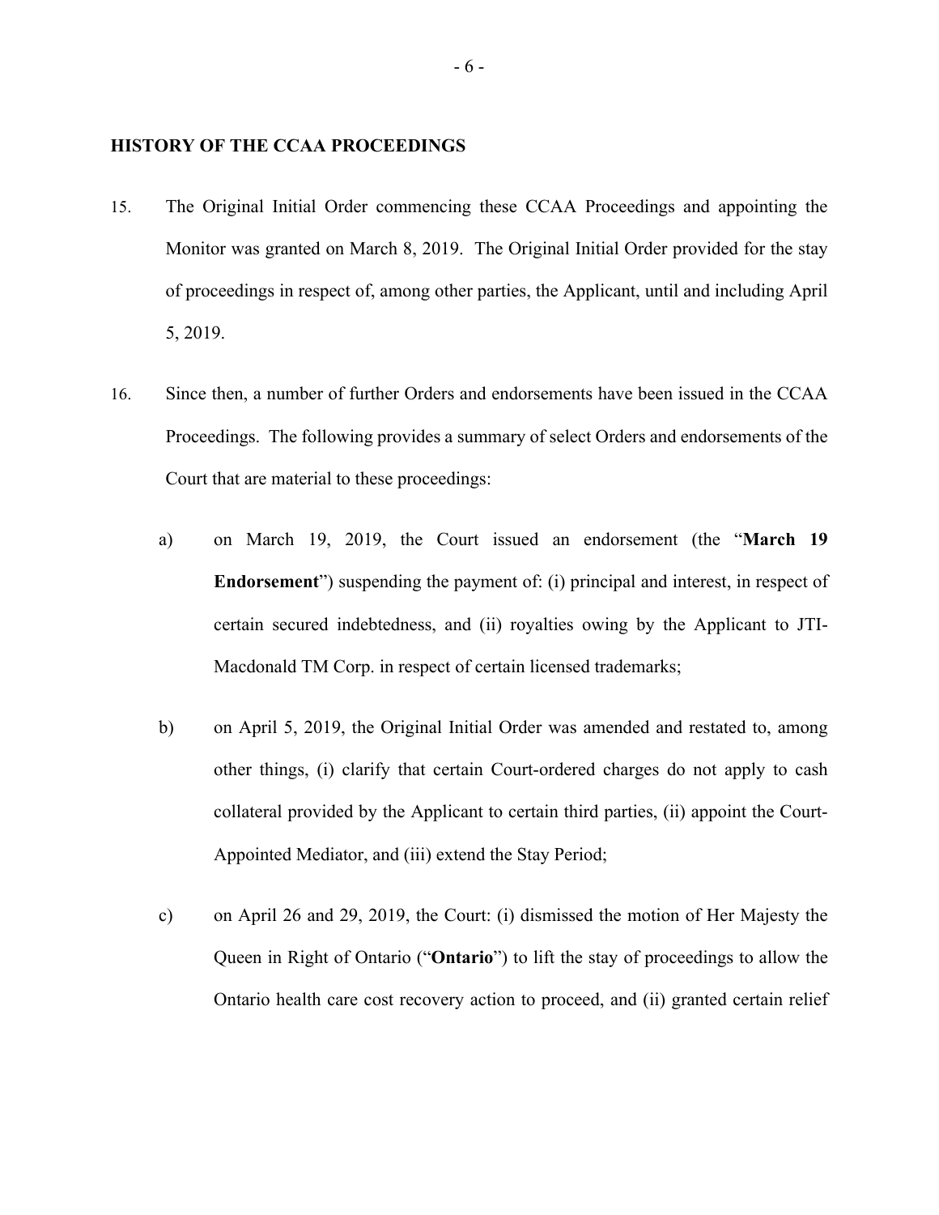## HISTORY OF THE CCAA PROCEEDINGS

15. The Original Initial Order commencing these CCAA Proceedings and appointing the Monitor was granted on March 8, 2019. The Original Initial Order provided for the stay of proceedings in respect of, among other parties, the Applicant, until and including April 5, 2019.

16. Since then, a number of further Orders and endorsements have been issued in the CCAA Proceedings. The following provides a summary of select Orders and endorsements of the Court that are material to these proceedings:

    a) on March 19, 2019, the Court issued an endorsement (the "**March 19 Endorsement**") suspending the payment of: (i) principal and interest, in respect of certain secured indebtedness, and (ii) royalties owing by the Applicant to JTI-Macdonald TM Corp. in respect of certain licensed trademarks;

    b) on April 5, 2019, the Original Initial Order was amended and restated to, among other things, (i) clarify that certain Court-ordered charges do not apply to cash collateral provided by the Applicant to certain third parties, (ii) appoint the Court-Appointed Mediator, and (iii) extend the Stay Period;

    c) on April 26 and 29, 2019, the Court: (i) dismissed the motion of Her Majesty the Queen in Right of Ontario ("**Ontario**") to lift the stay of proceedings to allow the Ontario health care cost recovery action to proceed, and (ii) granted certain relief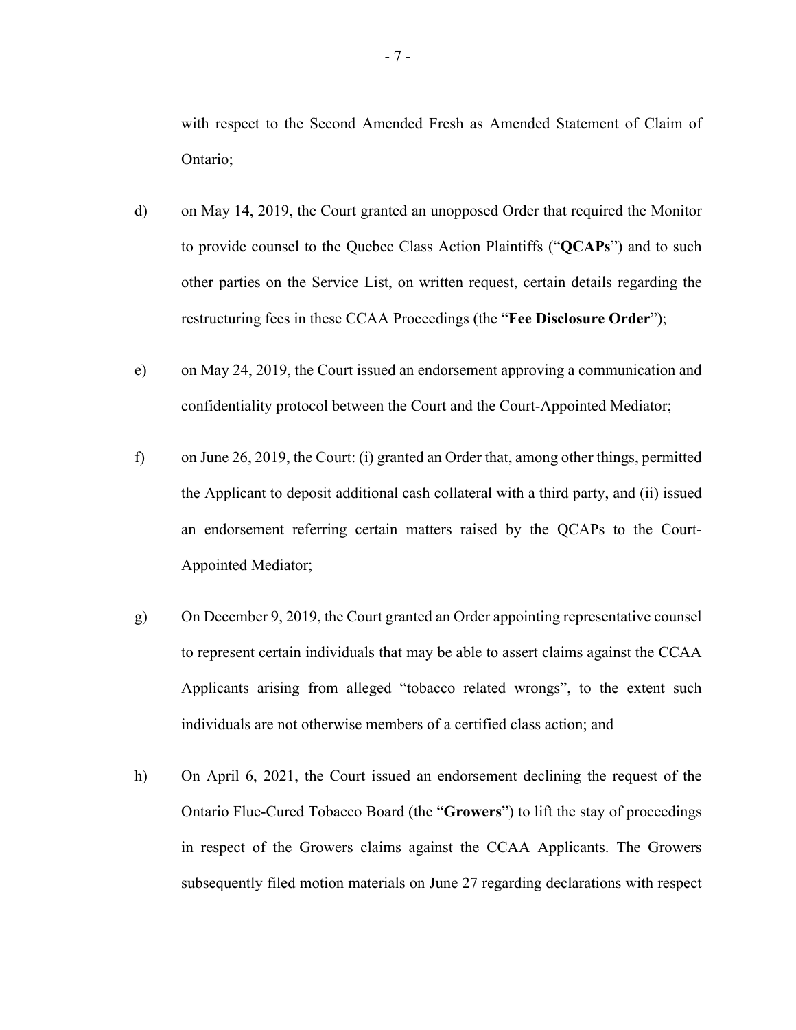with respect to the Second Amended Fresh as Amended Statement of Claim of Ontario;

d) on May 14, 2019, the Court granted an unopposed Order that required the Monitor to provide counsel to the Quebec Class Action Plaintiffs ("**QCAPs**") and to such other parties on the Service List, on written request, certain details regarding the restructuring fees in these CCAA Proceedings (the "**Fee Disclosure Order**");

e) on May 24, 2019, the Court issued an endorsement approving a communication and confidentiality protocol between the Court and the Court-Appointed Mediator;

f) on June 26, 2019, the Court: (i) granted an Order that, among other things, permitted the Applicant to deposit additional cash collateral with a third party, and (ii) issued an endorsement referring certain matters raised by the QCAPs to the Court-Appointed Mediator;

g) On December 9, 2019, the Court granted an Order appointing representative counsel to represent certain individuals that may be able to assert claims against the CCAA Applicants arising from alleged "tobacco related wrongs", to the extent such individuals are not otherwise members of a certified class action; and

h) On April 6, 2021, the Court issued an endorsement declining the request of the Ontario Flue-Cured Tobacco Board (the "**Growers**") to lift the stay of proceedings in respect of the Growers claims against the CCAA Applicants. The Growers subsequently filed motion materials on June 27 regarding declarations with respect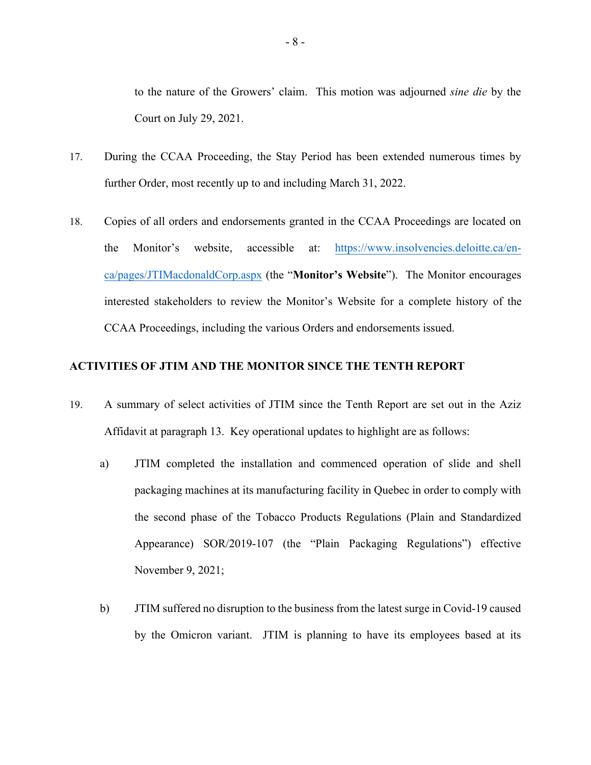to the nature of the Growers' claim. This motion was adjourned *sine die* by the Court on July 29, 2021.

17. During the CCAA Proceeding, the Stay Period has been extended numerous times by further Order, most recently up to and including March 31, 2022.

18. Copies of all orders and endorsements granted in the CCAA Proceedings are located on the Monitor's website, accessible at: [https://www.insolvencies.deloitte.ca/en-ca/pages/JTIMacdonaldCorp.aspx](https://www.insolvencies.deloitte.ca/en-ca/pages/JTIMacdonaldCorp.aspx) (the "**Monitor's Website**"). The Monitor encourages interested stakeholders to review the Monitor's Website for a complete history of the CCAA Proceedings, including the various Orders and endorsements issued.

## ACTIVITIES OF JTIM AND THE MONITOR SINCE THE TENTH REPORT

19. A summary of select activities of JTIM since the Tenth Report are set out in the Aziz Affidavit at paragraph 13. Key operational updates to highlight are as follows:

    a) JTIM completed the installation and commenced operation of slide and shell packaging machines at its manufacturing facility in Quebec in order to comply with the second phase of the Tobacco Products Regulations (Plain and Standardized Appearance) SOR/2019-107 (the "Plain Packaging Regulations") effective November 9, 2021;

    b) JTIM suffered no disruption to the business from the latest surge in Covid-19 caused by the Omicron variant. JTIM is planning to have its employees based at its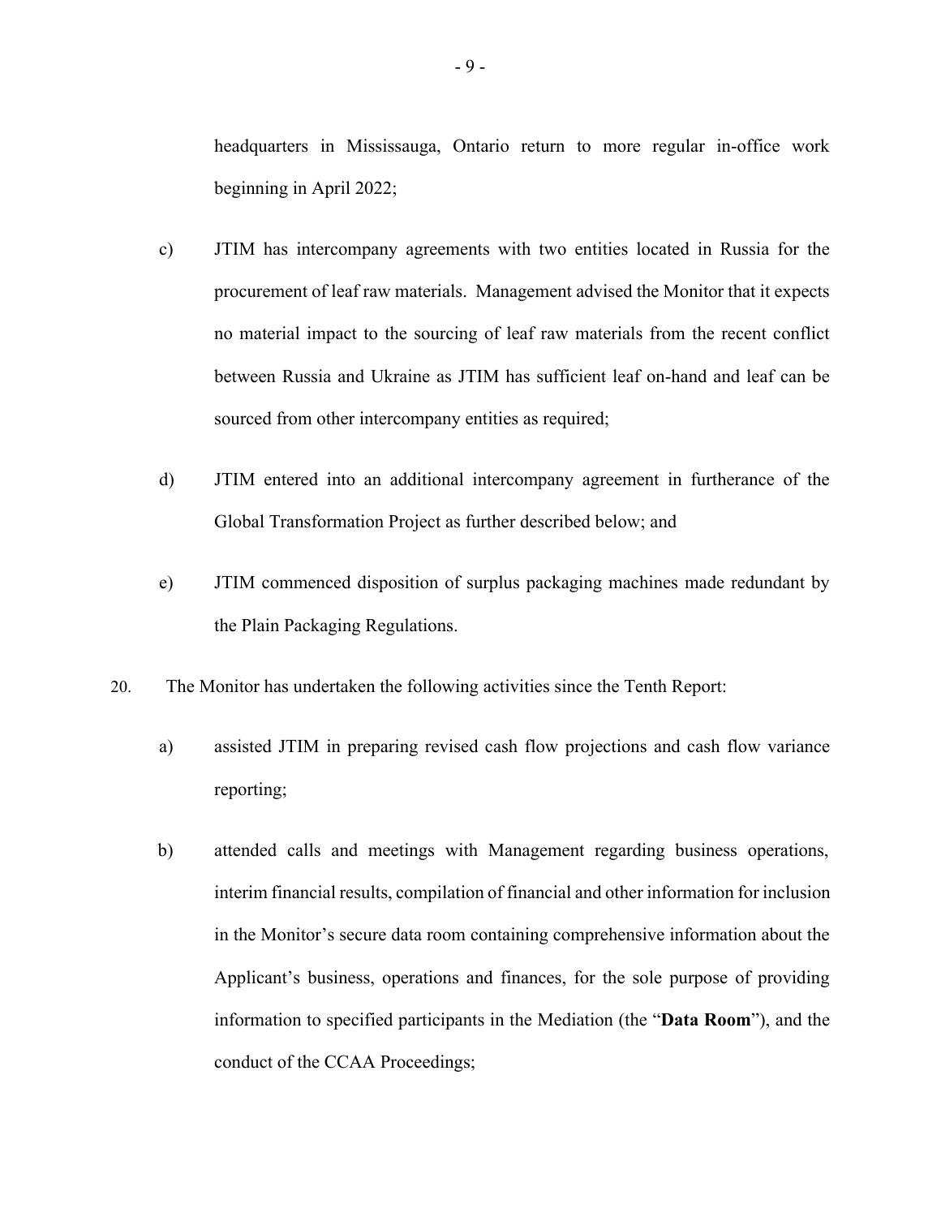headquarters in Mississauga, Ontario return to more regular in-office work beginning in April 2022;

c) JTIM has intercompany agreements with two entities located in Russia for the procurement of leaf raw materials. Management advised the Monitor that it expects no material impact to the sourcing of leaf raw materials from the recent conflict between Russia and Ukraine as JTIM has sufficient leaf on-hand and leaf can be sourced from other intercompany entities as required;

d) JTIM entered into an additional intercompany agreement in furtherance of the Global Transformation Project as further described below; and

e) JTIM commenced disposition of surplus packaging machines made redundant by the Plain Packaging Regulations.

20. The Monitor has undertaken the following activities since the Tenth Report:

a) assisted JTIM in preparing revised cash flow projections and cash flow variance reporting;

b) attended calls and meetings with Management regarding business operations, interim financial results, compilation of financial and other information for inclusion in the Monitor's secure data room containing comprehensive information about the Applicant's business, operations and finances, for the sole purpose of providing information to specified participants in the Mediation (the "**Data Room**"), and the conduct of the CCAA Proceedings;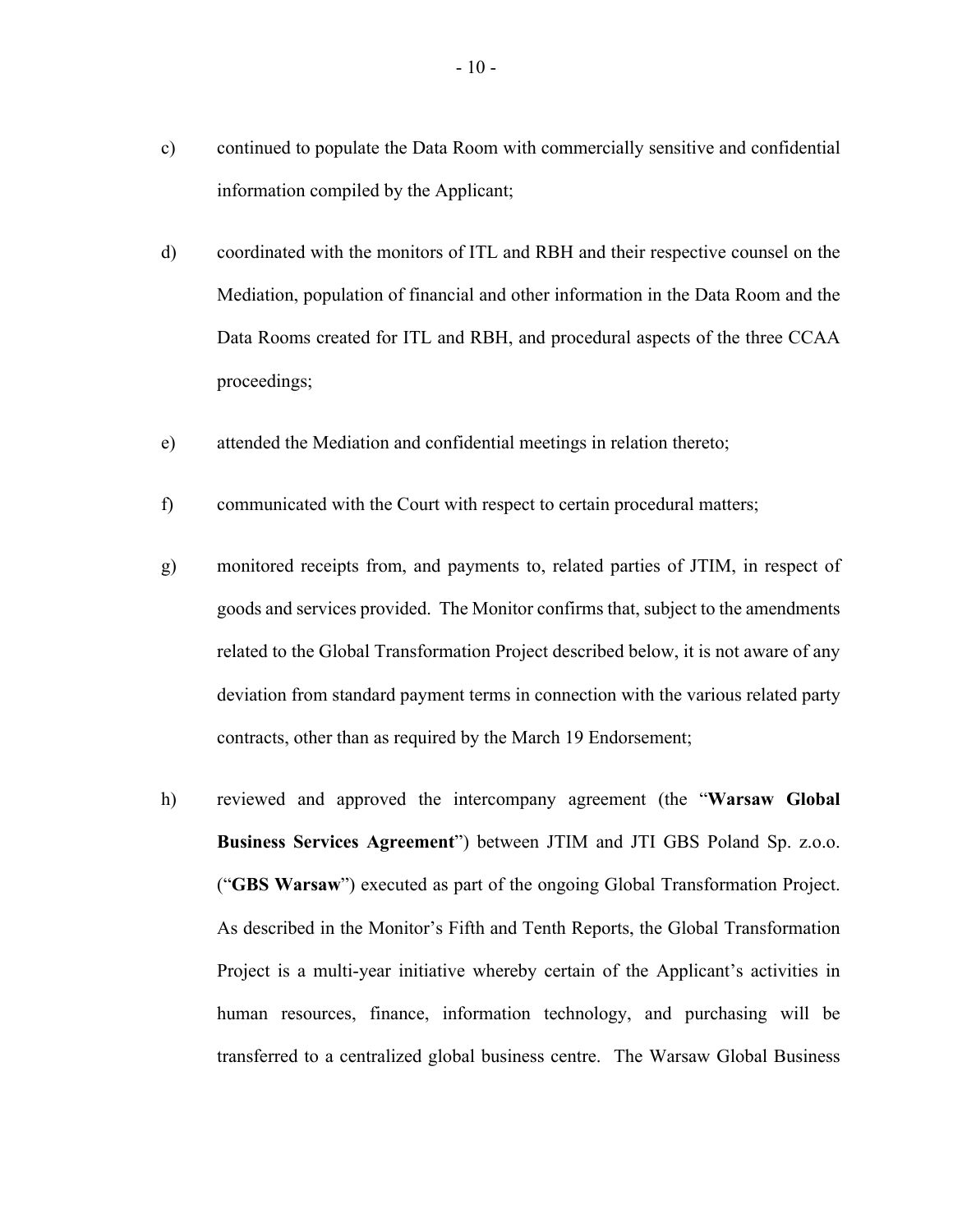c) continued to populate the Data Room with commercially sensitive and confidential information compiled by the Applicant;

d) coordinated with the monitors of ITL and RBH and their respective counsel on the Mediation, population of financial and other information in the Data Room and the Data Rooms created for ITL and RBH, and procedural aspects of the three CCAA proceedings;

e) attended the Mediation and confidential meetings in relation thereto;

f) communicated with the Court with respect to certain procedural matters;

g) monitored receipts from, and payments to, related parties of JTIM, in respect of goods and services provided. The Monitor confirms that, subject to the amendments related to the Global Transformation Project described below, it is not aware of any deviation from standard payment terms in connection with the various related party contracts, other than as required by the March 19 Endorsement;

h) reviewed and approved the intercompany agreement (the "**Warsaw Global Business Services Agreement**") between JTIM and JTI GBS Poland Sp. z.o.o. ("**GBS Warsaw**") executed as part of the ongoing Global Transformation Project. As described in the Monitor's Fifth and Tenth Reports, the Global Transformation Project is a multi-year initiative whereby certain of the Applicant's activities in human resources, finance, information technology, and purchasing will be transferred to a centralized global business centre. The Warsaw Global Business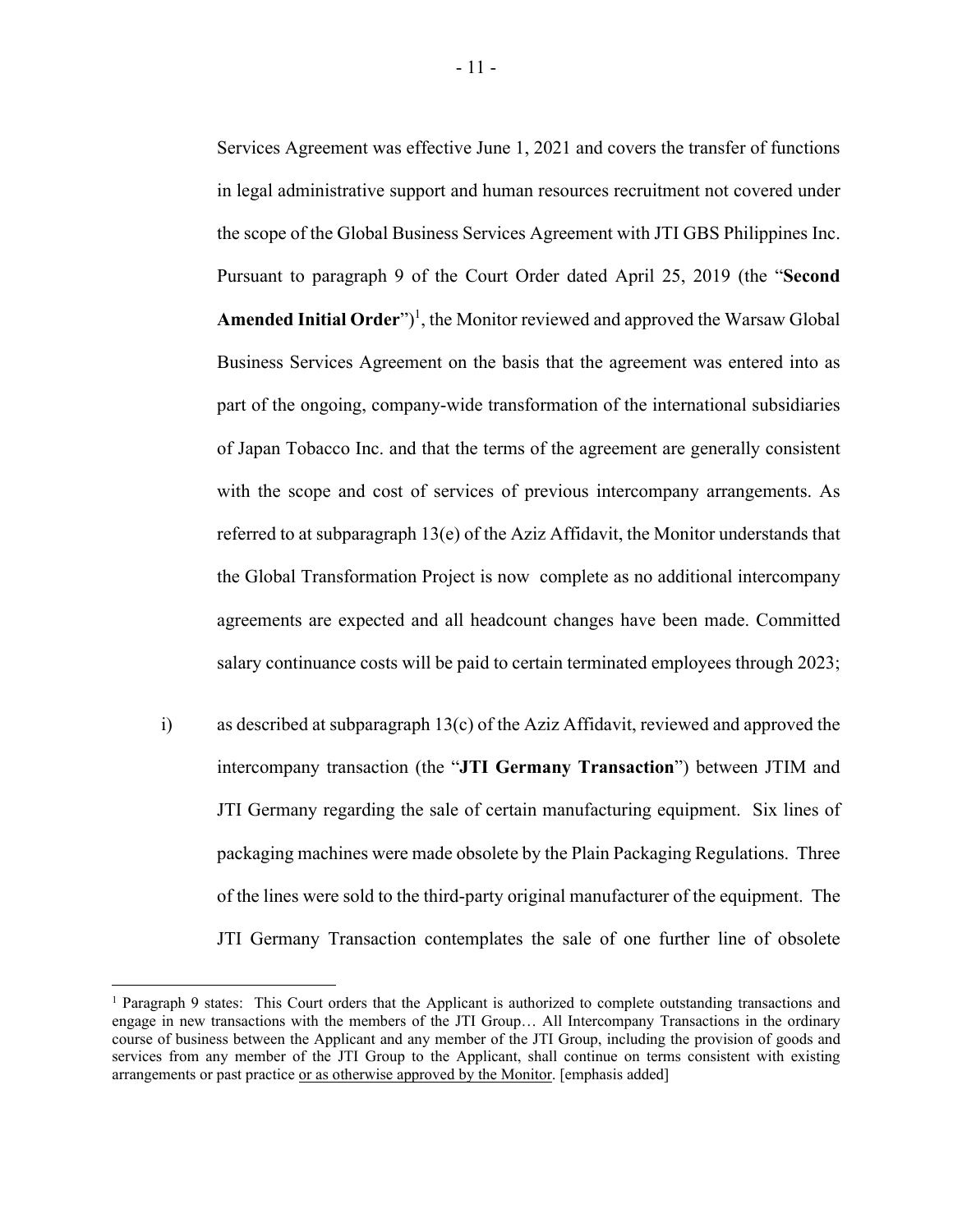Services Agreement was effective June 1, 2021 and covers the transfer of functions in legal administrative support and human resources recruitment not covered under the scope of the Global Business Services Agreement with JTI GBS Philippines Inc. Pursuant to paragraph 9 of the Court Order dated April 25, 2019 (the "**Second Amended Initial Order**")[1], the Monitor reviewed and approved the Warsaw Global Business Services Agreement on the basis that the agreement was entered into as part of the ongoing, company-wide transformation of the international subsidiaries of Japan Tobacco Inc. and that the terms of the agreement are generally consistent with the scope and cost of services of previous intercompany arrangements. As referred to at subparagraph 13(e) of the Aziz Affidavit, the Monitor understands that the Global Transformation Project is now complete as no additional intercompany agreements are expected and all headcount changes have been made. Committed salary continuance costs will be paid to certain terminated employees through 2023;

i) as described at subparagraph 13(c) of the Aziz Affidavit, reviewed and approved the intercompany transaction (the "**JTI Germany Transaction**") between JTIM and JTI Germany regarding the sale of certain manufacturing equipment. Six lines of packaging machines were made obsolete by the Plain Packaging Regulations. Three of the lines were sold to the third-party original manufacturer of the equipment. The JTI Germany Transaction contemplates the sale of one further line of obsolete

---

[1] Paragraph 9 states: This Court orders that the Applicant is authorized to complete outstanding transactions and engage in new transactions with the members of the JTI Group… All Intercompany Transactions in the ordinary course of business between the Applicant and any member of the JTI Group, including the provision of goods and services from any member of the JTI Group to the Applicant, shall continue on terms consistent with existing arrangements or past practice <u>or as otherwise approved by the Monitor</u>. [emphasis added]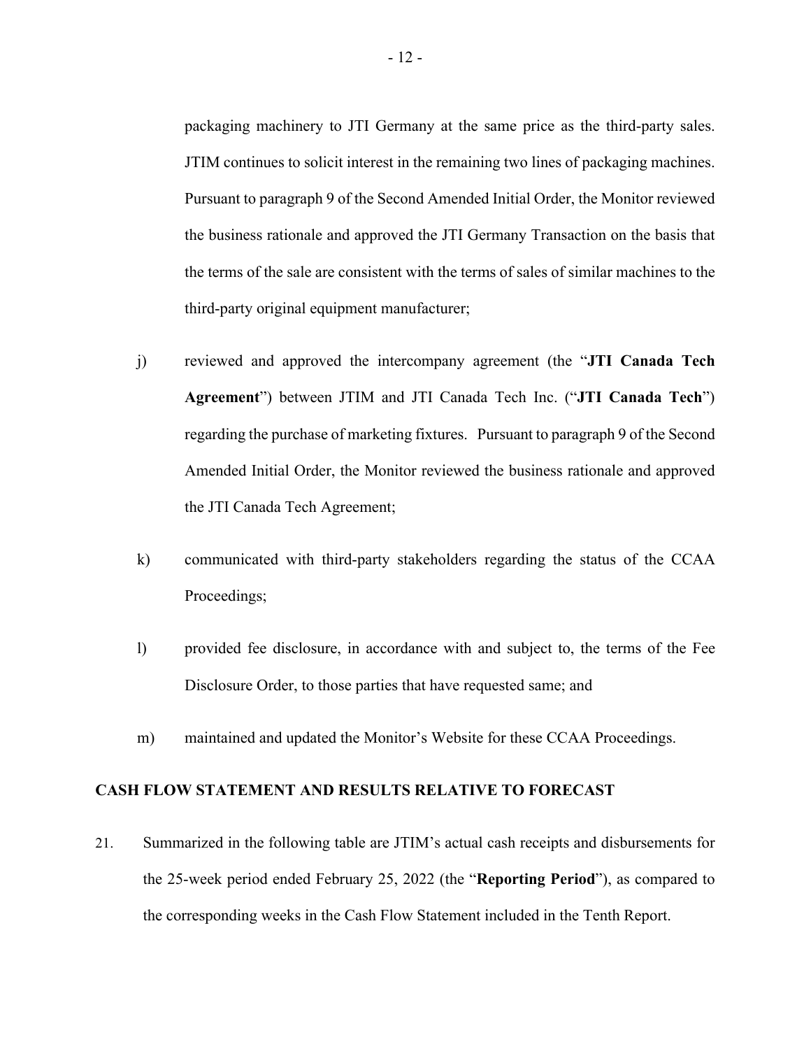packaging machinery to JTI Germany at the same price as the third-party sales. JTIM continues to solicit interest in the remaining two lines of packaging machines. Pursuant to paragraph 9 of the Second Amended Initial Order, the Monitor reviewed the business rationale and approved the JTI Germany Transaction on the basis that the terms of the sale are consistent with the terms of sales of similar machines to the third-party original equipment manufacturer;

j) reviewed and approved the intercompany agreement (the "**JTI Canada Tech Agreement**") between JTIM and JTI Canada Tech Inc. ("**JTI Canada Tech**") regarding the purchase of marketing fixtures. Pursuant to paragraph 9 of the Second Amended Initial Order, the Monitor reviewed the business rationale and approved the JTI Canada Tech Agreement;

k) communicated with third-party stakeholders regarding the status of the CCAA Proceedings;

l) provided fee disclosure, in accordance with and subject to, the terms of the Fee Disclosure Order, to those parties that have requested same; and

m) maintained and updated the Monitor's Website for these CCAA Proceedings.

## CASH FLOW STATEMENT AND RESULTS RELATIVE TO FORECAST

21. Summarized in the following table are JTIM's actual cash receipts and disbursements for the 25-week period ended February 25, 2022 (the "**Reporting Period**"), as compared to the corresponding weeks in the Cash Flow Statement included in the Tenth Report.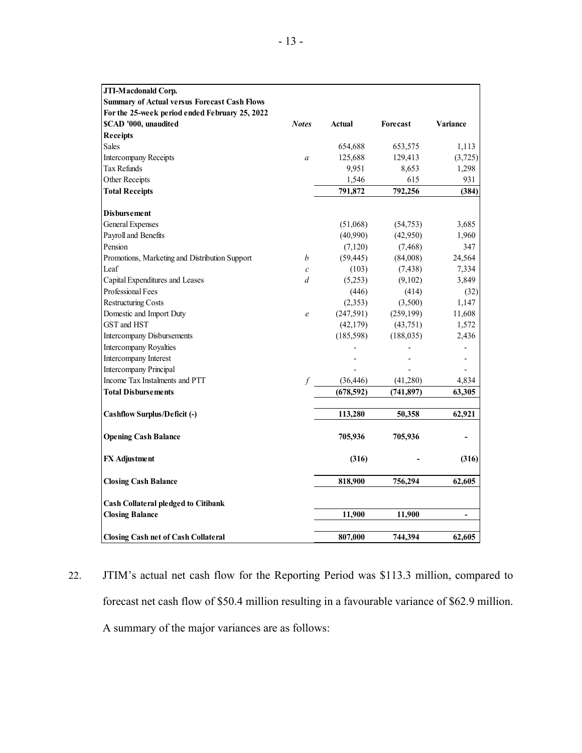| JTI-Macdonald Corp. Summary of Actual versus Forecast Cash Flows For the 25-week period ended February 25, 2022 $CAD '000, unaudited | *Notes* | Actual | Forecast | Variance |
|---|---|---|---|---|
| **Receipts** | | | | |
| Sales | | 654,688 | 653,575 | 1,113 |
| Intercompany Receipts | *a* | 125,688 | 129,413 | (3,725) |
| Tax Refunds | | 9,951 | 8,653 | 1,298 |
| Other Receipts | | 1,546 | 615 | 931 |
| **Total Receipts** | | **791,872** | **792,256** | **(384)** |
| | | | | |
| **Disbursement** | | | | |
| General Expenses | | (51,068) | (54,753) | 3,685 |
| Payroll and Benefits | | (40,990) | (42,950) | 1,960 |
| Pension | | (7,120) | (7,468) | 347 |
| Promotions, Marketing and Distribution Support | *b* | (59,445) | (84,008) | 24,564 |
| Leaf | *c* | (103) | (7,438) | 7,334 |
| Capital Expenditures and Leases | *d* | (5,253) | (9,102) | 3,849 |
| Professional Fees | | (446) | (414) | (32) |
| Restructuring Costs | | (2,353) | (3,500) | 1,147 |
| Domestic and Import Duty | *e* | (247,591) | (259,199) | 11,608 |
| GST and HST | | (42,179) | (43,751) | 1,572 |
| Intercompany Disbursements | | (185,598) | (188,035) | 2,436 |
| Intercompany Royalties | | - | - | - |
| Intercompany Interest | | - | - | - |
| Intercompany Principal | | - | - | - |
| Income Tax Instalments and PTT | *f* | (36,446) | (41,280) | 4,834 |
| **Total Disbursements** | | **(678,592)** | **(741,897)** | **63,305** |
| | | | | |
| **Cashflow Surplus/Deficit (-)** | | **113,280** | **50,358** | **62,921** |
| | | | | |
| **Opening Cash Balance** | | **705,936** | **705,936** | **-** |
| | | | | |
| **FX Adjustment** | | **(316)** | **-** | **(316)** |
| | | | | |
| **Closing Cash Balance** | | **818,900** | **756,294** | **62,605** |
| | | | | |
| **Cash Collateral pledged to Citibank** | | | | |
| **Closing Balance** | | **11,900** | **11,900** | **-** |
| | | | | |
| **Closing Cash net of Cash Collateral** | | **807,000** | **744,394** | **62,605** |

22. JTIM's actual net cash flow for the Reporting Period was $113.3 million, compared to forecast net cash flow of $50.4 million resulting in a favourable variance of $62.9 million. A summary of the major variances are as follows: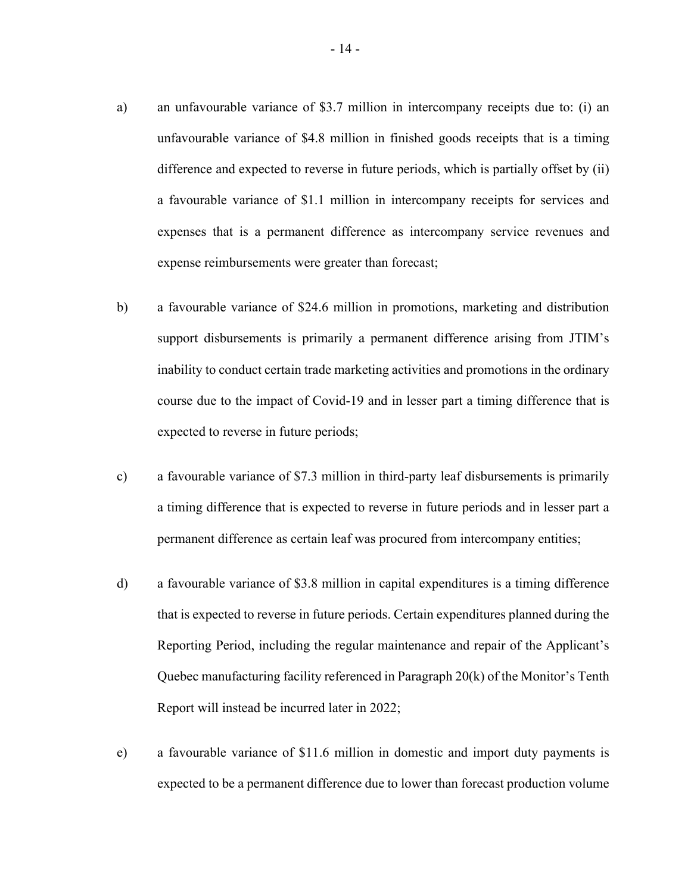a) an unfavourable variance of $3.7 million in intercompany receipts due to: (i) an unfavourable variance of $4.8 million in finished goods receipts that is a timing difference and expected to reverse in future periods, which is partially offset by (ii) a favourable variance of $1.1 million in intercompany receipts for services and expenses that is a permanent difference as intercompany service revenues and expense reimbursements were greater than forecast;

b) a favourable variance of $24.6 million in promotions, marketing and distribution support disbursements is primarily a permanent difference arising from JTIM's inability to conduct certain trade marketing activities and promotions in the ordinary course due to the impact of Covid-19 and in lesser part a timing difference that is expected to reverse in future periods;

c) a favourable variance of $7.3 million in third-party leaf disbursements is primarily a timing difference that is expected to reverse in future periods and in lesser part a permanent difference as certain leaf was procured from intercompany entities;

d) a favourable variance of $3.8 million in capital expenditures is a timing difference that is expected to reverse in future periods. Certain expenditures planned during the Reporting Period, including the regular maintenance and repair of the Applicant's Quebec manufacturing facility referenced in Paragraph 20(k) of the Monitor's Tenth Report will instead be incurred later in 2022;

e) a favourable variance of $11.6 million in domestic and import duty payments is expected to be a permanent difference due to lower than forecast production volume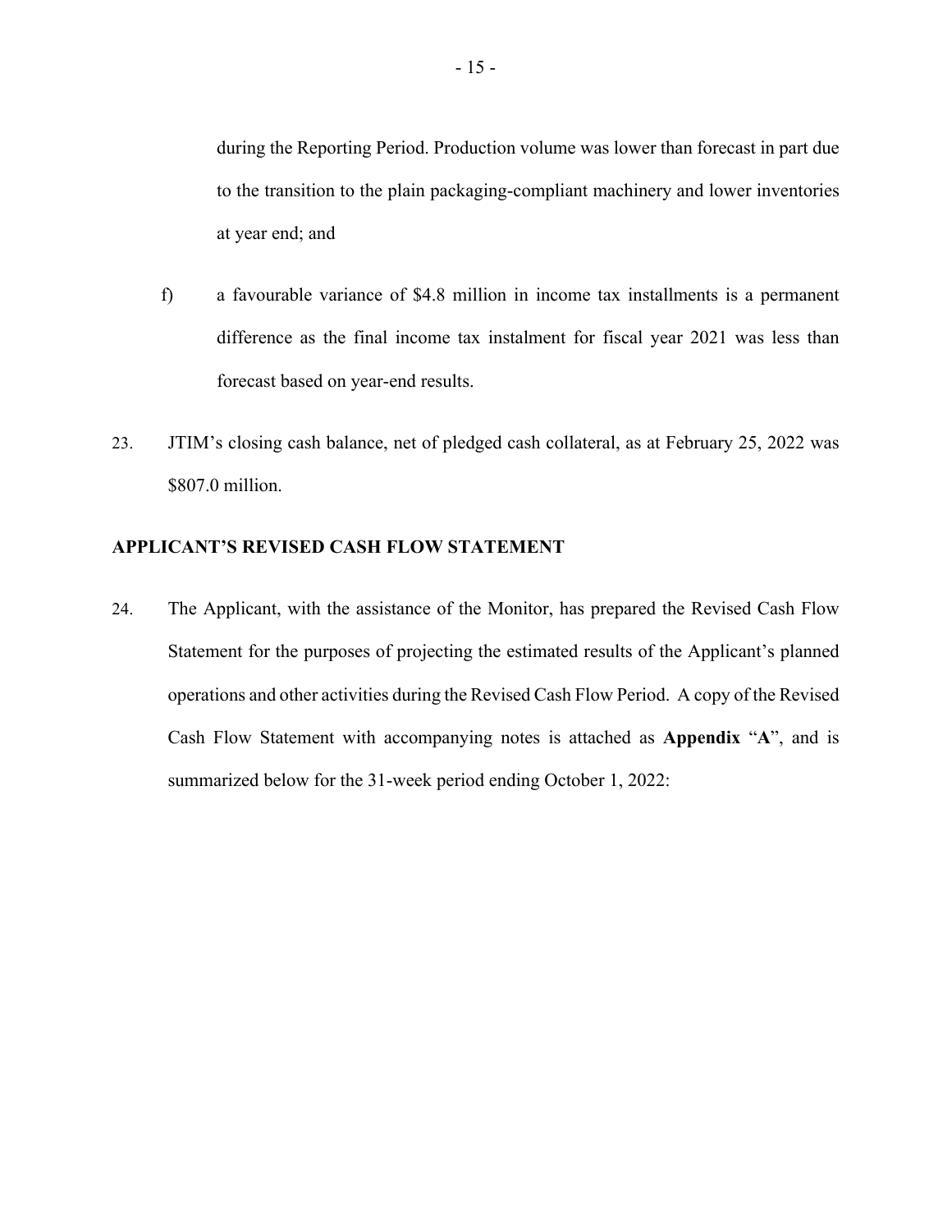during the Reporting Period. Production volume was lower than forecast in part due to the transition to the plain packaging-compliant machinery and lower inventories at year end; and

f) a favourable variance of $4.8 million in income tax installments is a permanent difference as the final income tax instalment for fiscal year 2021 was less than forecast based on year-end results.

23. JTIM's closing cash balance, net of pledged cash collateral, as at February 25, 2022 was $807.0 million.

## APPLICANT'S REVISED CASH FLOW STATEMENT

24. The Applicant, with the assistance of the Monitor, has prepared the Revised Cash Flow Statement for the purposes of projecting the estimated results of the Applicant's planned operations and other activities during the Revised Cash Flow Period. A copy of the Revised Cash Flow Statement with accompanying notes is attached as **Appendix** "**A**", and is summarized below for the 31-week period ending October 1, 2022: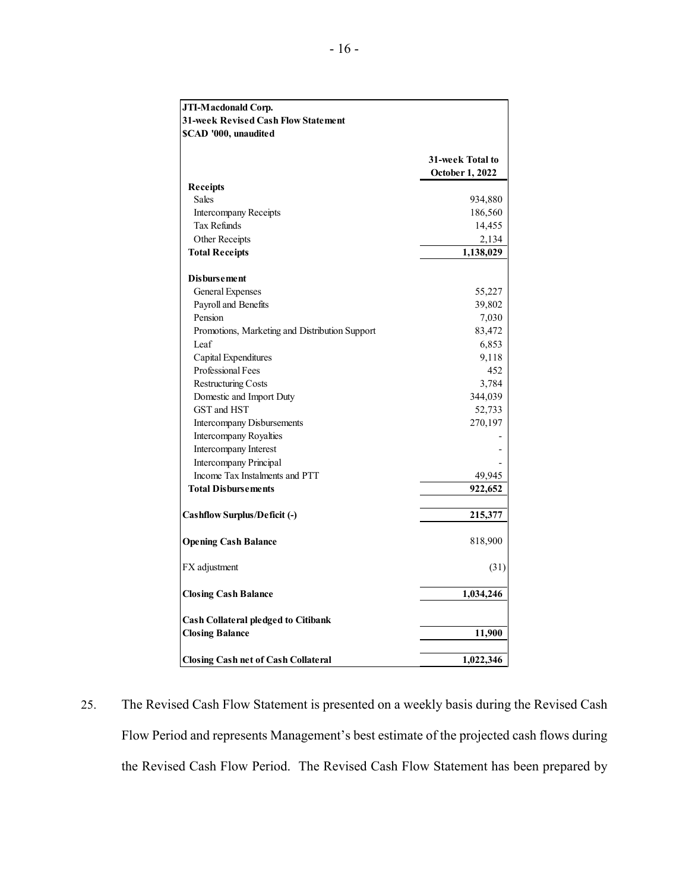| JTI-Macdonald Corp.<br>31-week Revised Cash Flow Statement<br>$CAD '000, unaudited | 31-week Total to October 1, 2022 |
|---|---|
| **Receipts** | |
| Sales | 934,880 |
| Intercompany Receipts | 186,560 |
| Tax Refunds | 14,455 |
| Other Receipts | 2,134 |
| **Total Receipts** | **1,138,029** |
| **Disbursement** | |
| General Expenses | 55,227 |
| Payroll and Benefits | 39,802 |
| Pension | 7,030 |
| Promotions, Marketing and Distribution Support | 83,472 |
| Leaf | 6,853 |
| Capital Expenditures | 9,118 |
| Professional Fees | 452 |
| Restructuring Costs | 3,784 |
| Domestic and Import Duty | 344,039 |
| GST and HST | 52,733 |
| Intercompany Disbursements | 270,197 |
| Intercompany Royalties | - |
| Intercompany Interest | - |
| Intercompany Principal | - |
| Income Tax Instalments and PTT | 49,945 |
| **Total Disbursements** | **922,652** |
| **Cashflow Surplus/Deficit (-)** | **215,377** |
| **Opening Cash Balance** | 818,900 |
| FX adjustment | (31) |
| **Closing Cash Balance** | **1,034,246** |
| **Cash Collateral pledged to Citibank** | |
| **Closing Balance** | **11,900** |
| **Closing Cash net of Cash Collateral** | **1,022,346** |

25. The Revised Cash Flow Statement is presented on a weekly basis during the Revised Cash Flow Period and represents Management's best estimate of the projected cash flows during the Revised Cash Flow Period. The Revised Cash Flow Statement has been prepared by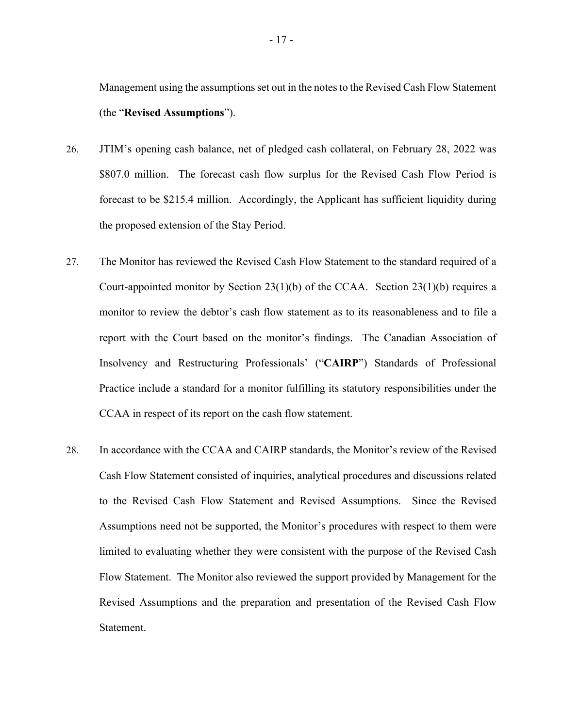Management using the assumptions set out in the notes to the Revised Cash Flow Statement (the "**Revised Assumptions**").

26. JTIM's opening cash balance, net of pledged cash collateral, on February 28, 2022 was \$807.0 million. The forecast cash flow surplus for the Revised Cash Flow Period is forecast to be \$215.4 million. Accordingly, the Applicant has sufficient liquidity during the proposed extension of the Stay Period.

27. The Monitor has reviewed the Revised Cash Flow Statement to the standard required of a Court-appointed monitor by Section 23(1)(b) of the CCAA. Section 23(1)(b) requires a monitor to review the debtor's cash flow statement as to its reasonableness and to file a report with the Court based on the monitor's findings. The Canadian Association of Insolvency and Restructuring Professionals' ("**CAIRP**") Standards of Professional Practice include a standard for a monitor fulfilling its statutory responsibilities under the CCAA in respect of its report on the cash flow statement.

28. In accordance with the CCAA and CAIRP standards, the Monitor's review of the Revised Cash Flow Statement consisted of inquiries, analytical procedures and discussions related to the Revised Cash Flow Statement and Revised Assumptions. Since the Revised Assumptions need not be supported, the Monitor's procedures with respect to them were limited to evaluating whether they were consistent with the purpose of the Revised Cash Flow Statement. The Monitor also reviewed the support provided by Management for the Revised Assumptions and the preparation and presentation of the Revised Cash Flow Statement.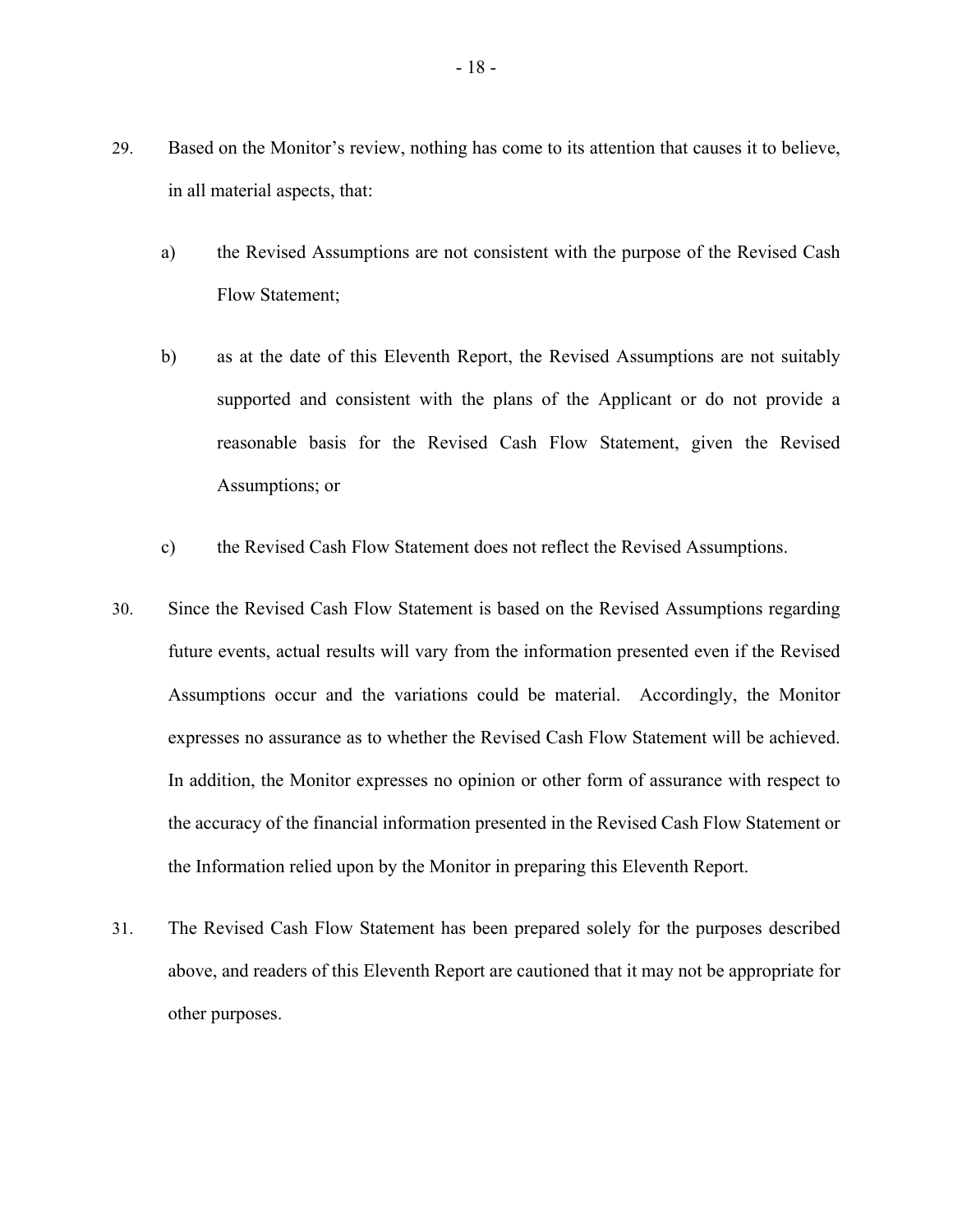29. Based on the Monitor's review, nothing has come to its attention that causes it to believe, in all material aspects, that:

    a) the Revised Assumptions are not consistent with the purpose of the Revised Cash Flow Statement;

    b) as at the date of this Eleventh Report, the Revised Assumptions are not suitably supported and consistent with the plans of the Applicant or do not provide a reasonable basis for the Revised Cash Flow Statement, given the Revised Assumptions; or

    c) the Revised Cash Flow Statement does not reflect the Revised Assumptions.

30. Since the Revised Cash Flow Statement is based on the Revised Assumptions regarding future events, actual results will vary from the information presented even if the Revised Assumptions occur and the variations could be material. Accordingly, the Monitor expresses no assurance as to whether the Revised Cash Flow Statement will be achieved. In addition, the Monitor expresses no opinion or other form of assurance with respect to the accuracy of the financial information presented in the Revised Cash Flow Statement or the Information relied upon by the Monitor in preparing this Eleventh Report.

31. The Revised Cash Flow Statement has been prepared solely for the purposes described above, and readers of this Eleventh Report are cautioned that it may not be appropriate for other purposes.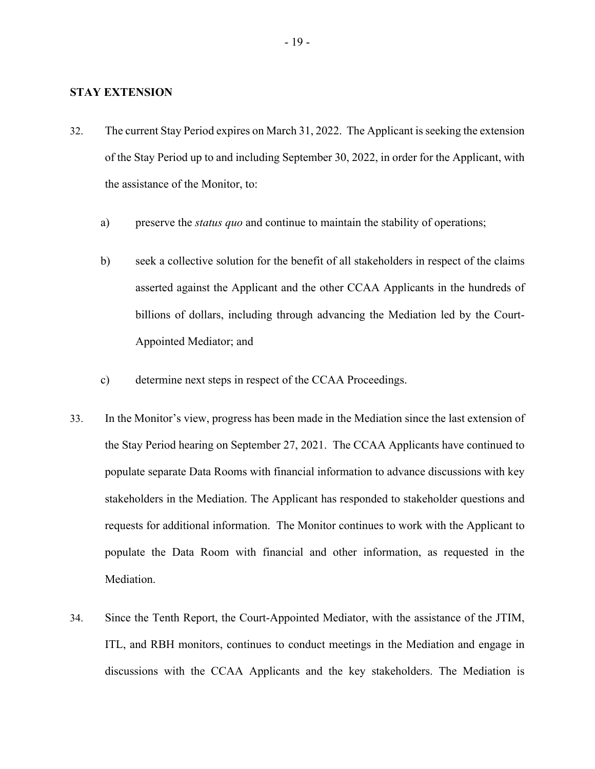## STAY EXTENSION

32. The current Stay Period expires on March 31, 2022. The Applicant is seeking the extension of the Stay Period up to and including September 30, 2022, in order for the Applicant, with the assistance of the Monitor, to:

    a) preserve the *status quo* and continue to maintain the stability of operations;

    b) seek a collective solution for the benefit of all stakeholders in respect of the claims asserted against the Applicant and the other CCAA Applicants in the hundreds of billions of dollars, including through advancing the Mediation led by the Court-Appointed Mediator; and

    c) determine next steps in respect of the CCAA Proceedings.

33. In the Monitor's view, progress has been made in the Mediation since the last extension of the Stay Period hearing on September 27, 2021. The CCAA Applicants have continued to populate separate Data Rooms with financial information to advance discussions with key stakeholders in the Mediation. The Applicant has responded to stakeholder questions and requests for additional information. The Monitor continues to work with the Applicant to populate the Data Room with financial and other information, as requested in the Mediation.

34. Since the Tenth Report, the Court-Appointed Mediator, with the assistance of the JTIM, ITL, and RBH monitors, continues to conduct meetings in the Mediation and engage in discussions with the CCAA Applicants and the key stakeholders. The Mediation is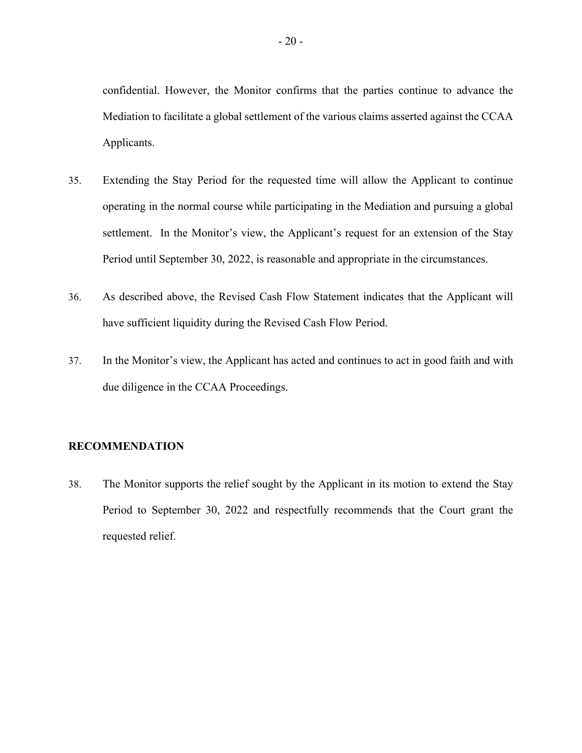confidential. However, the Monitor confirms that the parties continue to advance the Mediation to facilitate a global settlement of the various claims asserted against the CCAA Applicants.

35. Extending the Stay Period for the requested time will allow the Applicant to continue operating in the normal course while participating in the Mediation and pursuing a global settlement. In the Monitor's view, the Applicant's request for an extension of the Stay Period until September 30, 2022, is reasonable and appropriate in the circumstances.

36. As described above, the Revised Cash Flow Statement indicates that the Applicant will have sufficient liquidity during the Revised Cash Flow Period.

37. In the Monitor's view, the Applicant has acted and continues to act in good faith and with due diligence in the CCAA Proceedings.

## RECOMMENDATION

38. The Monitor supports the relief sought by the Applicant in its motion to extend the Stay Period to September 30, 2022 and respectfully recommends that the Court grant the requested relief.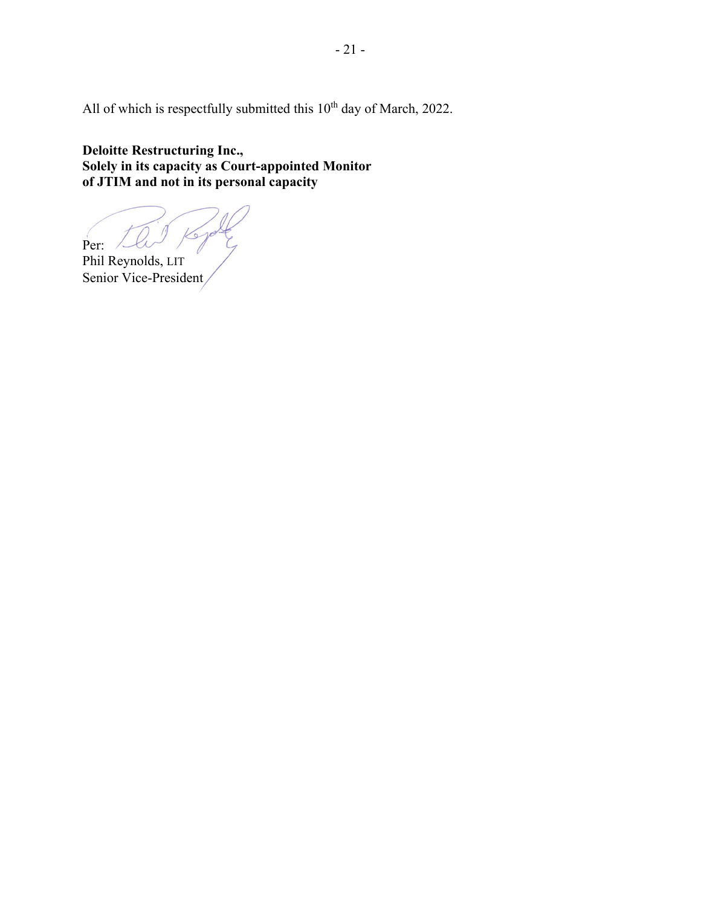All of which is respectfully submitted this 10th day of March, 2022.

**Deloitte Restructuring Inc.,**
**Solely in its capacity as Court-appointed Monitor**
**of JTIM and not in its personal capacity**

Per:
Phil Reynolds, LIT
Senior Vice-President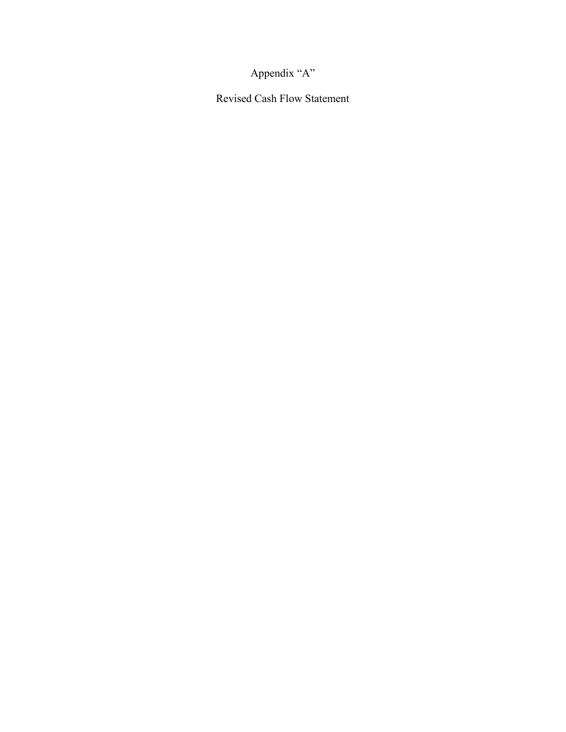# Appendix "A"

## Revised Cash Flow Statement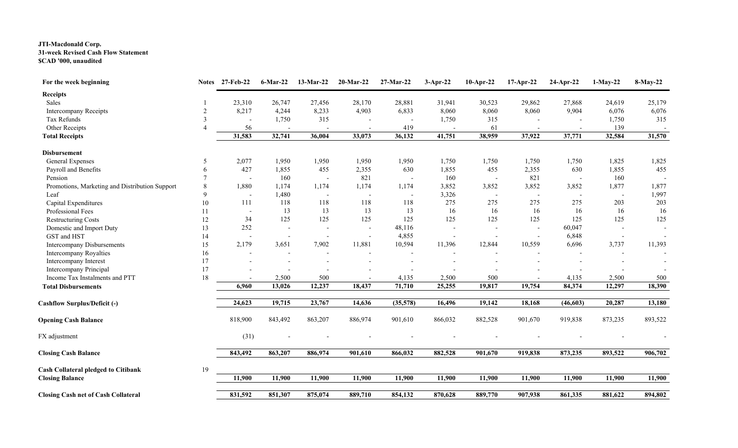**JTI-Macdonald Corp.**
**31-week Revised Cash Flow Statement**
**$CAD '000, unaudited**

| For the week beginning | Notes | 27-Feb-22 | 6-Mar-22 | 13-Mar-22 | 20-Mar-22 | 27-Mar-22 | 3-Apr-22 | 10-Apr-22 | 17-Apr-22 | 24-Apr-22 | 1-May-22 | 8-May-22 |
|---|---|---|---|---|---|---|---|---|---|---|---|---|
| **Receipts** | | | | | | | | | | | | |
| Sales | 1 | 23,310 | 26,747 | 27,456 | 28,170 | 28,881 | 31,941 | 30,523 | 29,862 | 27,868 | 24,619 | 25,179 |
| Intercompany Receipts | 2 | 8,217 | 4,244 | 8,233 | 4,903 | 6,833 | 8,060 | 8,060 | 8,060 | 9,904 | 6,076 | 6,076 |
| Tax Refunds | 3 | - | 1,750 | 315 | - | - | 1,750 | 315 | - | - | 1,750 | 315 |
| Other Receipts | 4 | 56 | - | - | - | 419 | - | 61 | - | - | 139 | - |
| **Total Receipts** | | 31,583 | 32,741 | 36,004 | 33,073 | 36,132 | 41,751 | 38,959 | 37,922 | 37,771 | 32,584 | 31,570 |
| **Disbursement** | | | | | | | | | | | | |
| General Expenses | 5 | 2,077 | 1,950 | 1,950 | 1,950 | 1,950 | 1,750 | 1,750 | 1,750 | 1,750 | 1,825 | 1,825 |
| Payroll and Benefits | 6 | 427 | 1,855 | 455 | 2,355 | 630 | 1,855 | 455 | 2,355 | 630 | 1,855 | 455 |
| Pension | 7 | - | 160 | - | 821 | - | 160 | - | 821 | - | 160 | - |
| Promotions, Marketing and Distribution Support | 8 | 1,880 | 1,174 | 1,174 | 1,174 | 1,174 | 3,852 | 3,852 | 3,852 | 3,852 | 1,877 | 1,877 |
| Leaf | 9 | - | 1,480 | - | - | - | 3,326 | - | - | - | - | 1,997 |
| Capital Expenditures | 10 | 111 | 118 | 118 | 118 | 118 | 275 | 275 | 275 | 275 | 203 | 203 |
| Professional Fees | 11 | - | 13 | 13 | 13 | 13 | 16 | 16 | 16 | 16 | 16 | 16 |
| Restructuring Costs | 12 | 34 | 125 | 125 | 125 | 125 | 125 | 125 | 125 | 125 | 125 | 125 |
| Domestic and Import Duty | 13 | 252 | - | - | - | 48,116 | - | - | - | 60,047 | - | - |
| GST and HST | 14 | - | - | - | - | 4,855 | - | - | - | 6,848 | - | - |
| Intercompany Disbursements | 15 | 2,179 | 3,651 | 7,902 | 11,881 | 10,594 | 11,396 | 12,844 | 10,559 | 6,696 | 3,737 | 11,393 |
| Intercompany Royalties | 16 | - | - | - | - | - | - | - | - | - | - | - |
| Intercompany Interest | 17 | - | - | - | - | - | - | - | - | - | - | - |
| Intercompany Principal | 17 | - | - | - | - | - | - | - | - | - | - | - |
| Income Tax Instalments and PTT | 18 | - | 2,500 | 500 | - | 4,135 | 2,500 | 500 | - | 4,135 | 2,500 | 500 |
| **Total Disbursements** | | 6,960 | 13,026 | 12,237 | 18,437 | 71,710 | 25,255 | 19,817 | 19,754 | 84,374 | 12,297 | 18,390 |
| **Cashflow Surplus/Deficit (-)** | | 24,623 | 19,715 | 23,767 | 14,636 | (35,578) | 16,496 | 19,142 | 18,168 | (46,603) | 20,287 | 13,180 |
| **Opening Cash Balance** | | 818,900 | 843,492 | 863,207 | 886,974 | 901,610 | 866,032 | 882,528 | 901,670 | 919,838 | 873,235 | 893,522 |
| FX adjustment | | (31) | - | - | - | - | - | - | - | - | - | - |
| **Closing Cash Balance** | | 843,492 | 863,207 | 886,974 | 901,610 | 866,032 | 882,528 | 901,670 | 919,838 | 873,235 | 893,522 | 906,702 |
| **Cash Collateral pledged to Citibank** | 19 | | | | | | | | | | | |
| **Closing Balance** | | 11,900 | 11,900 | 11,900 | 11,900 | 11,900 | 11,900 | 11,900 | 11,900 | 11,900 | 11,900 | 11,900 |
| **Closing Cash net of Cash Collateral** | | 831,592 | 851,307 | 875,074 | 889,710 | 854,132 | 870,628 | 889,770 | 907,938 | 861,335 | 881,622 | 894,802 |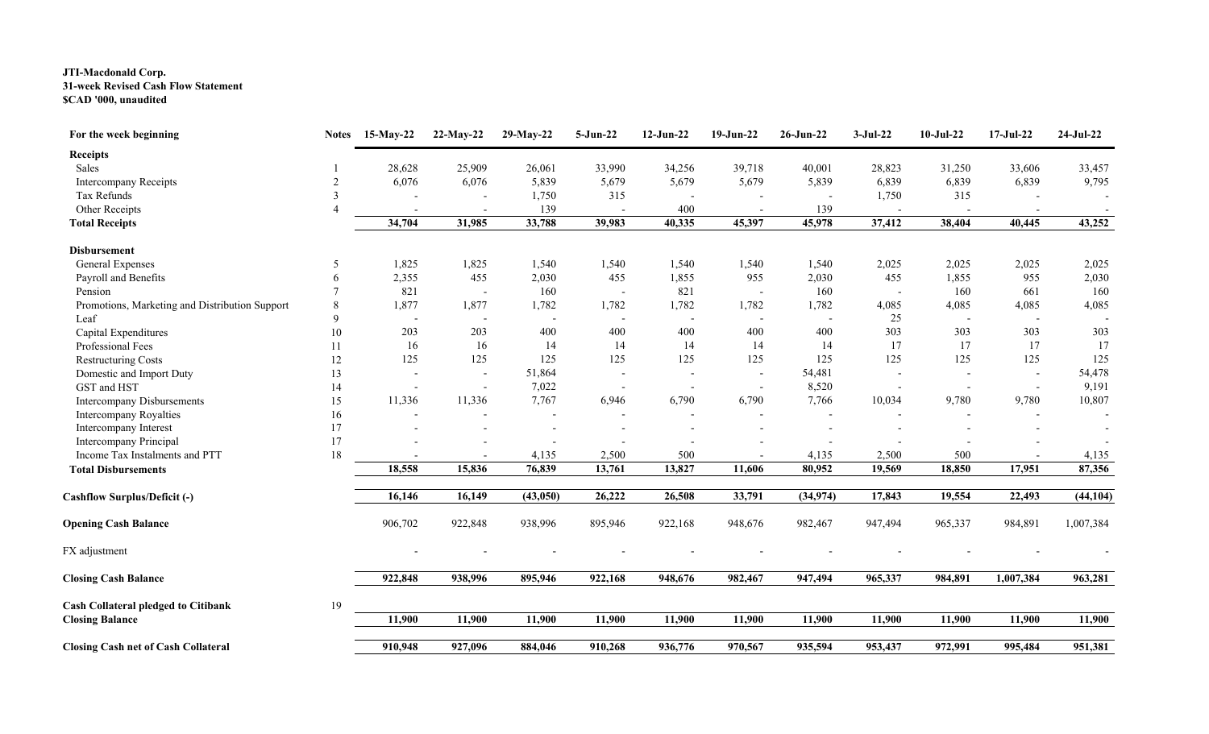**JTI-Macdonald Corp.**
**31-week Revised Cash Flow Statement**
**$CAD '000, unaudited**

| For the week beginning | Notes | 15-May-22 | 22-May-22 | 29-May-22 | 5-Jun-22 | 12-Jun-22 | 19-Jun-22 | 26-Jun-22 | 3-Jul-22 | 10-Jul-22 | 17-Jul-22 | 24-Jul-22 |
|---|---|---|---|---|---|---|---|---|---|---|---|---|
| **Receipts** | | | | | | | | | | | | |
| Sales | 1 | 28,628 | 25,909 | 26,061 | 33,990 | 34,256 | 39,718 | 40,001 | 28,823 | 31,250 | 33,606 | 33,457 |
| Intercompany Receipts | 2 | 6,076 | 6,076 | 5,839 | 5,679 | 5,679 | 5,679 | 5,839 | 6,839 | 6,839 | 6,839 | 9,795 |
| Tax Refunds | 3 | - | - | 1,750 | 315 | - | - | - | 1,750 | 315 | - | - |
| Other Receipts | 4 | - | - | 139 | - | 400 | - | 139 | - | - | - | - |
| **Total Receipts** | | **34,704** | **31,985** | **33,788** | **39,983** | **40,335** | **45,397** | **45,978** | **37,412** | **38,404** | **40,445** | **43,252** |
| **Disbursement** | | | | | | | | | | | | |
| General Expenses | 5 | 1,825 | 1,825 | 1,540 | 1,540 | 1,540 | 1,540 | 1,540 | 2,025 | 2,025 | 2,025 | 2,025 |
| Payroll and Benefits | 6 | 2,355 | 455 | 2,030 | 455 | 1,855 | 955 | 2,030 | 455 | 1,855 | 955 | 2,030 |
| Pension | 7 | 821 | - | 160 | - | 821 | - | 160 | - | 160 | 661 | 160 |
| Promotions, Marketing and Distribution Support | 8 | 1,877 | 1,877 | 1,782 | 1,782 | 1,782 | 1,782 | 1,782 | 4,085 | 4,085 | 4,085 | 4,085 |
| Leaf | 9 | - | - | - | - | - | - | - | 25 | - | - | - |
| Capital Expenditures | 10 | 203 | 203 | 400 | 400 | 400 | 400 | 400 | 303 | 303 | 303 | 303 |
| Professional Fees | 11 | 16 | 16 | 14 | 14 | 14 | 14 | 14 | 17 | 17 | 17 | 17 |
| Restructuring Costs | 12 | 125 | 125 | 125 | 125 | 125 | 125 | 125 | 125 | 125 | 125 | 125 |
| Domestic and Import Duty | 13 | - | - | 51,864 | - | - | - | 54,481 | - | - | - | 54,478 |
| GST and HST | 14 | - | - | 7,022 | - | - | - | 8,520 | - | - | - | 9,191 |
| Intercompany Disbursements | 15 | 11,336 | 11,336 | 7,767 | 6,946 | 6,790 | 6,790 | 7,766 | 10,034 | 9,780 | 9,780 | 10,807 |
| Intercompany Royalties | 16 | - | - | - | - | - | - | - | - | - | - | - |
| Intercompany Interest | 17 | - | - | - | - | - | - | - | - | - | - | - |
| Intercompany Principal | 17 | - | - | - | - | - | - | - | - | - | - | - |
| Income Tax Instalments and PTT | 18 | - | - | 4,135 | 2,500 | 500 | - | 4,135 | 2,500 | 500 | - | 4,135 |
| **Total Disbursements** | | **18,558** | **15,836** | **76,839** | **13,761** | **13,827** | **11,606** | **80,952** | **19,569** | **18,850** | **17,951** | **87,356** |
| **Cashflow Surplus/Deficit (-)** | | **16,146** | **16,149** | **(43,050)** | **26,222** | **26,508** | **33,791** | **(34,974)** | **17,843** | **19,554** | **22,493** | **(44,104)** |
| **Opening Cash Balance** | | 906,702 | 922,848 | 938,996 | 895,946 | 922,168 | 948,676 | 982,467 | 947,494 | 965,337 | 984,891 | 1,007,384 |
| FX adjustment | | - | - | - | - | - | - | - | - | - | - | - |
| **Closing Cash Balance** | | **922,848** | **938,996** | **895,946** | **922,168** | **948,676** | **982,467** | **947,494** | **965,337** | **984,891** | **1,007,384** | **963,281** |
| **Cash Collateral pledged to Citibank** | 19 | | | | | | | | | | | |
| **Closing Balance** | | **11,900** | **11,900** | **11,900** | **11,900** | **11,900** | **11,900** | **11,900** | **11,900** | **11,900** | **11,900** | **11,900** |
| **Closing Cash net of Cash Collateral** | | **910,948** | **927,096** | **884,046** | **910,268** | **936,776** | **970,567** | **935,594** | **953,437** | **972,991** | **995,484** | **951,381** |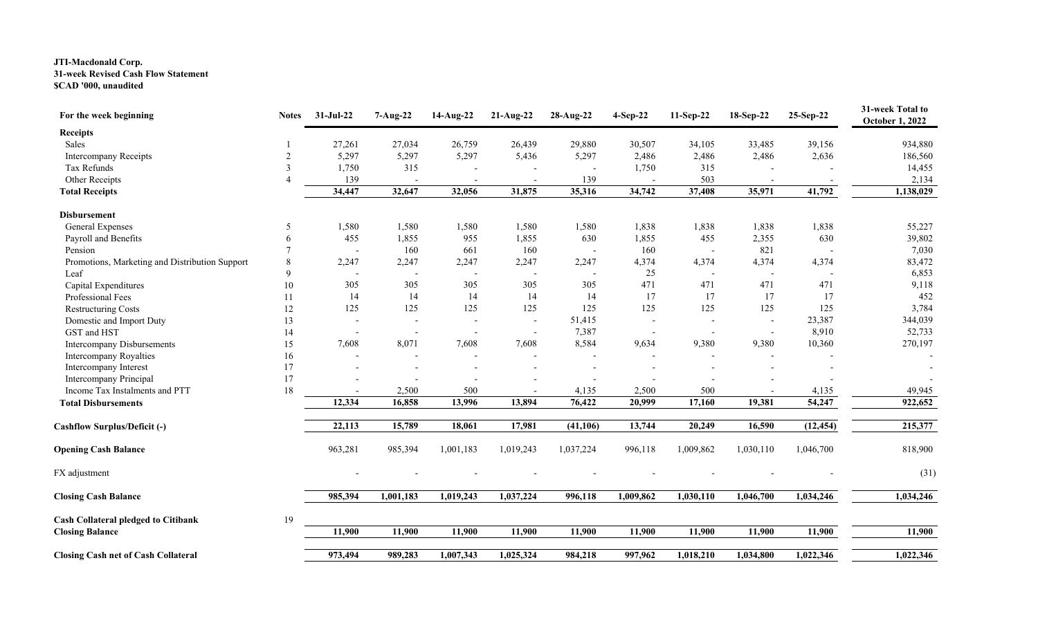**JTI-Macdonald Corp.**
**31-week Revised Cash Flow Statement**
**$CAD '000, unaudited**

| For the week beginning | Notes | 31-Jul-22 | 7-Aug-22 | 14-Aug-22 | 21-Aug-22 | 28-Aug-22 | 4-Sep-22 | 11-Sep-22 | 18-Sep-22 | 25-Sep-22 | 31-week Total to October 1, 2022 |
|---|---|---|---|---|---|---|---|---|---|---|---|
| **Receipts** | | | | | | | | | | | |
| Sales | 1 | 27,261 | 27,034 | 26,759 | 26,439 | 29,880 | 30,507 | 34,105 | 33,485 | 39,156 | 934,880 |
| Intercompany Receipts | 2 | 5,297 | 5,297 | 5,297 | 5,436 | 5,297 | 2,486 | 2,486 | 2,486 | 2,636 | 186,560 |
| Tax Refunds | 3 | 1,750 | 315 | - | - | - | 1,750 | 315 | - | - | 14,455 |
| Other Receipts | 4 | 139 | - | - | - | 139 | - | 503 | - | - | 2,134 |
| **Total Receipts** | | **34,447** | **32,647** | **32,056** | **31,875** | **35,316** | **34,742** | **37,408** | **35,971** | **41,792** | **1,138,029** |
| **Disbursement** | | | | | | | | | | | |
| General Expenses | 5 | 1,580 | 1,580 | 1,580 | 1,580 | 1,580 | 1,838 | 1,838 | 1,838 | 1,838 | 55,227 |
| Payroll and Benefits | 6 | 455 | 1,855 | 955 | 1,855 | 630 | 1,855 | 455 | 2,355 | 630 | 39,802 |
| Pension | 7 | - | 160 | 661 | 160 | - | 160 | - | 821 | - | 7,030 |
| Promotions, Marketing and Distribution Support | 8 | 2,247 | 2,247 | 2,247 | 2,247 | 2,247 | 4,374 | 4,374 | 4,374 | 4,374 | 83,472 |
| Leaf | 9 | - | - | - | - | - | 25 | - | - | - | 6,853 |
| Capital Expenditures | 10 | 305 | 305 | 305 | 305 | 305 | 471 | 471 | 471 | 471 | 9,118 |
| Professional Fees | 11 | 14 | 14 | 14 | 14 | 14 | 17 | 17 | 17 | 17 | 452 |
| Restructuring Costs | 12 | 125 | 125 | 125 | 125 | 125 | 125 | 125 | 125 | 125 | 3,784 |
| Domestic and Import Duty | 13 | - | - | - | - | 51,415 | - | - | - | 23,387 | 344,039 |
| GST and HST | 14 | - | - | - | - | 7,387 | - | - | - | 8,910 | 52,733 |
| Intercompany Disbursements | 15 | 7,608 | 8,071 | 7,608 | 7,608 | 8,584 | 9,634 | 9,380 | 9,380 | 10,360 | 270,197 |
| Intercompany Royalties | 16 | - | - | - | - | - | - | - | - | - | - |
| Intercompany Interest | 17 | - | - | - | - | - | - | - | - | - | - |
| Intercompany Principal | 17 | - | - | - | - | - | - | - | - | - | - |
| Income Tax Instalments and PTT | 18 | - | 2,500 | 500 | - | 4,135 | 2,500 | 500 | - | 4,135 | 49,945 |
| **Total Disbursements** | | **12,334** | **16,858** | **13,996** | **13,894** | **76,422** | **20,999** | **17,160** | **19,381** | **54,247** | **922,652** |
| **Cashflow Surplus/Deficit (-)** | | **22,113** | **15,789** | **18,061** | **17,981** | **(41,106)** | **13,744** | **20,249** | **16,590** | **(12,454)** | **215,377** |
| **Opening Cash Balance** | | 963,281 | 985,394 | 1,001,183 | 1,019,243 | 1,037,224 | 996,118 | 1,009,862 | 1,030,110 | 1,046,700 | 818,900 |
| FX adjustment | | - | - | - | - | - | - | - | - | - | (31) |
| **Closing Cash Balance** | | **985,394** | **1,001,183** | **1,019,243** | **1,037,224** | **996,118** | **1,009,862** | **1,030,110** | **1,046,700** | **1,034,246** | **1,034,246** |
| **Cash Collateral pledged to Citibank** | 19 | | | | | | | | | | |
| **Closing Balance** | | **11,900** | **11,900** | **11,900** | **11,900** | **11,900** | **11,900** | **11,900** | **11,900** | **11,900** | **11,900** |
| **Closing Cash net of Cash Collateral** | | **973,494** | **989,283** | **1,007,343** | **1,025,324** | **984,218** | **997,962** | **1,018,210** | **1,034,800** | **1,022,346** | **1,022,346** |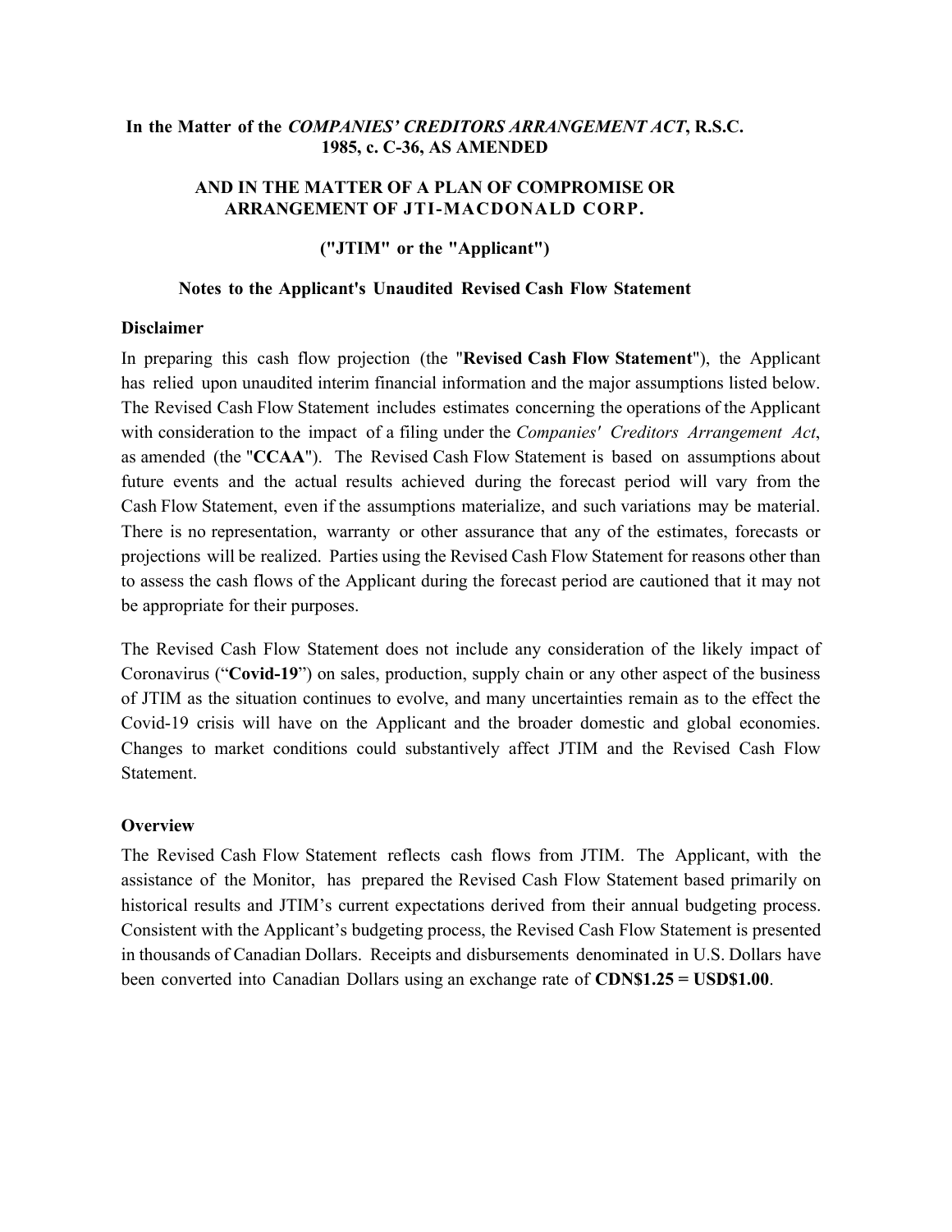**In the Matter of the *COMPANIES' CREDITORS ARRANGEMENT ACT*, R.S.C. 1985, c. C-36, AS AMENDED**

**AND IN THE MATTER OF A PLAN OF COMPROMISE OR ARRANGEMENT OF JTI-MACDONALD CORP.**

**("JTIM" or the "Applicant")**

**Notes to the Applicant's Unaudited Revised Cash Flow Statement**

**Disclaimer**

In preparing this cash flow projection (the "**Revised Cash Flow Statement**"), the Applicant has relied upon unaudited interim financial information and the major assumptions listed below. The Revised Cash Flow Statement includes estimates concerning the operations of the Applicant with consideration to the impact of a filing under the *Companies' Creditors Arrangement Act*, as amended (the "**CCAA**"). The Revised Cash Flow Statement is based on assumptions about future events and the actual results achieved during the forecast period will vary from the Cash Flow Statement, even if the assumptions materialize, and such variations may be material. There is no representation, warranty or other assurance that any of the estimates, forecasts or projections will be realized. Parties using the Revised Cash Flow Statement for reasons other than to assess the cash flows of the Applicant during the forecast period are cautioned that it may not be appropriate for their purposes.

The Revised Cash Flow Statement does not include any consideration of the likely impact of Coronavirus ("**Covid-19**") on sales, production, supply chain or any other aspect of the business of JTIM as the situation continues to evolve, and many uncertainties remain as to the effect the Covid-19 crisis will have on the Applicant and the broader domestic and global economies. Changes to market conditions could substantively affect JTIM and the Revised Cash Flow Statement.

**Overview**

The Revised Cash Flow Statement reflects cash flows from JTIM. The Applicant, with the assistance of the Monitor, has prepared the Revised Cash Flow Statement based primarily on historical results and JTIM's current expectations derived from their annual budgeting process. Consistent with the Applicant's budgeting process, the Revised Cash Flow Statement is presented in thousands of Canadian Dollars. Receipts and disbursements denominated in U.S. Dollars have been converted into Canadian Dollars using an exchange rate of **CDN$1.25 = USD$1.00**.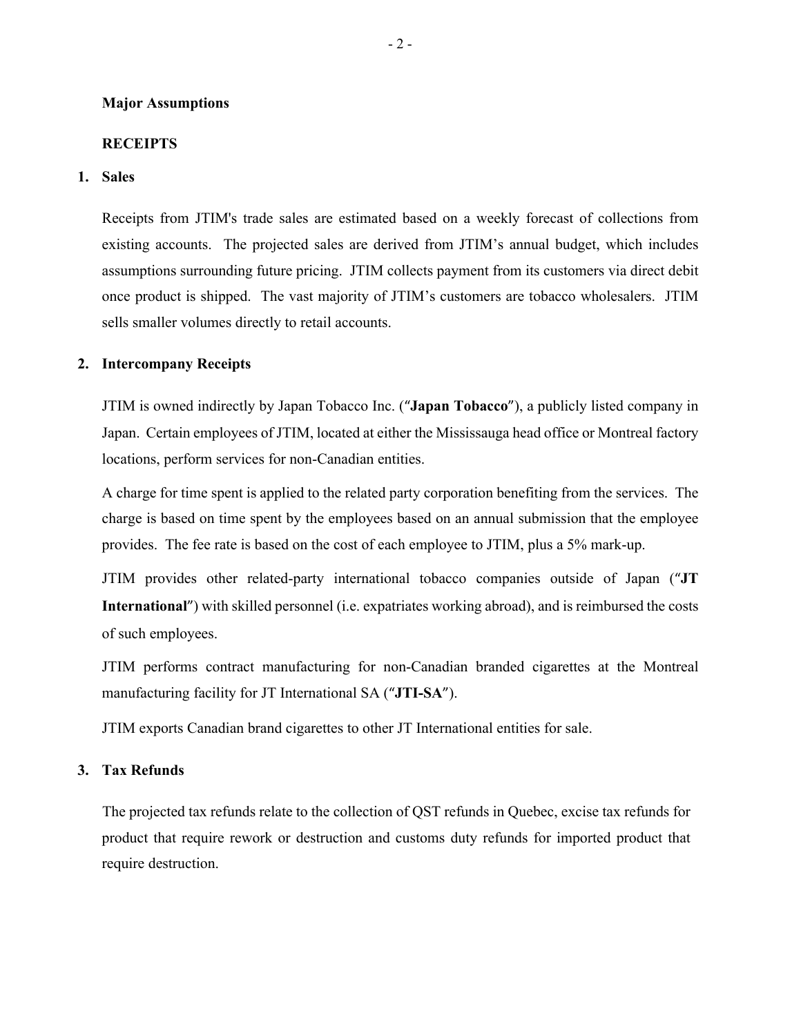**Major Assumptions**

**RECEIPTS**

1. **Sales**

Receipts from JTIM's trade sales are estimated based on a weekly forecast of collections from existing accounts. The projected sales are derived from JTIM's annual budget, which includes assumptions surrounding future pricing. JTIM collects payment from its customers via direct debit once product is shipped. The vast majority of JTIM's customers are tobacco wholesalers. JTIM sells smaller volumes directly to retail accounts.

2. **Intercompany Receipts**

JTIM is owned indirectly by Japan Tobacco Inc. ("**Japan Tobacco**"), a publicly listed company in Japan. Certain employees of JTIM, located at either the Mississauga head office or Montreal factory locations, perform services for non-Canadian entities.

A charge for time spent is applied to the related party corporation benefiting from the services. The charge is based on time spent by the employees based on an annual submission that the employee provides. The fee rate is based on the cost of each employee to JTIM, plus a 5% mark-up.

JTIM provides other related-party international tobacco companies outside of Japan ("**JT International**") with skilled personnel (i.e. expatriates working abroad), and is reimbursed the costs of such employees.

JTIM performs contract manufacturing for non-Canadian branded cigarettes at the Montreal manufacturing facility for JT International SA ("**JTI-SA**").

JTIM exports Canadian brand cigarettes to other JT International entities for sale.

3. **Tax Refunds**

The projected tax refunds relate to the collection of QST refunds in Quebec, excise tax refunds for product that require rework or destruction and customs duty refunds for imported product that require destruction.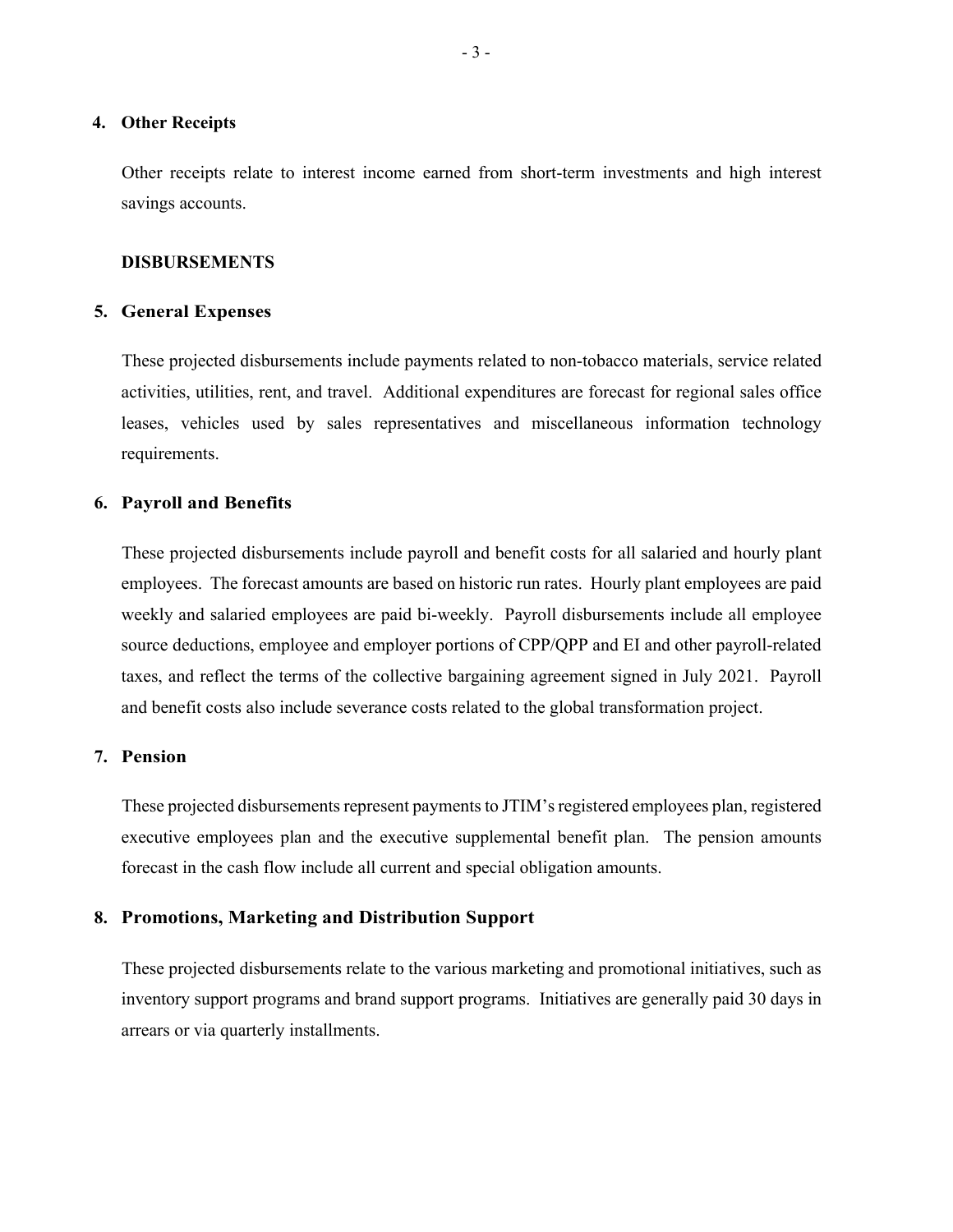## 4. Other Receipts

Other receipts relate to interest income earned from short-term investments and high interest savings accounts.

**DISBURSEMENTS**

## 5. General Expenses

These projected disbursements include payments related to non-tobacco materials, service related activities, utilities, rent, and travel. Additional expenditures are forecast for regional sales office leases, vehicles used by sales representatives and miscellaneous information technology requirements.

## 6. Payroll and Benefits

These projected disbursements include payroll and benefit costs for all salaried and hourly plant employees. The forecast amounts are based on historic run rates. Hourly plant employees are paid weekly and salaried employees are paid bi-weekly. Payroll disbursements include all employee source deductions, employee and employer portions of CPP/QPP and EI and other payroll-related taxes, and reflect the terms of the collective bargaining agreement signed in July 2021. Payroll and benefit costs also include severance costs related to the global transformation project.

## 7. Pension

These projected disbursements represent payments to JTIM's registered employees plan, registered executive employees plan and the executive supplemental benefit plan. The pension amounts forecast in the cash flow include all current and special obligation amounts.

## 8. Promotions, Marketing and Distribution Support

These projected disbursements relate to the various marketing and promotional initiatives, such as inventory support programs and brand support programs. Initiatives are generally paid 30 days in arrears or via quarterly installments.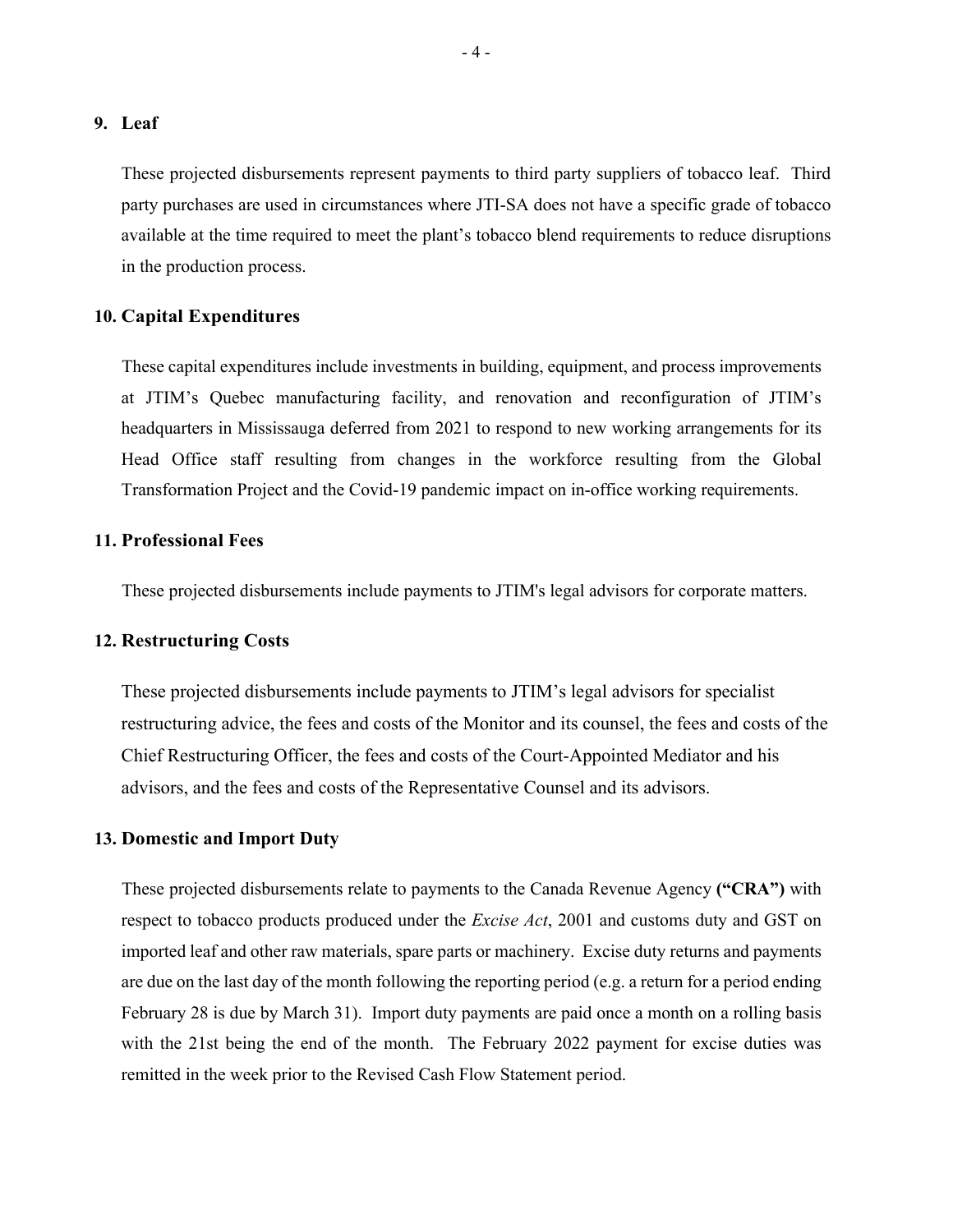## 9. Leaf

These projected disbursements represent payments to third party suppliers of tobacco leaf. Third party purchases are used in circumstances where JTI-SA does not have a specific grade of tobacco available at the time required to meet the plant's tobacco blend requirements to reduce disruptions in the production process.

## 10. Capital Expenditures

These capital expenditures include investments in building, equipment, and process improvements at JTIM's Quebec manufacturing facility, and renovation and reconfiguration of JTIM's headquarters in Mississauga deferred from 2021 to respond to new working arrangements for its Head Office staff resulting from changes in the workforce resulting from the Global Transformation Project and the Covid-19 pandemic impact on in-office working requirements.

## 11. Professional Fees

These projected disbursements include payments to JTIM's legal advisors for corporate matters.

## 12. Restructuring Costs

These projected disbursements include payments to JTIM's legal advisors for specialist restructuring advice, the fees and costs of the Monitor and its counsel, the fees and costs of the Chief Restructuring Officer, the fees and costs of the Court-Appointed Mediator and his advisors, and the fees and costs of the Representative Counsel and its advisors.

## 13. Domestic and Import Duty

These projected disbursements relate to payments to the Canada Revenue Agency **("CRA")** with respect to tobacco products produced under the *Excise Act*, 2001 and customs duty and GST on imported leaf and other raw materials, spare parts or machinery. Excise duty returns and payments are due on the last day of the month following the reporting period (e.g. a return for a period ending February 28 is due by March 31). Import duty payments are paid once a month on a rolling basis with the 21st being the end of the month. The February 2022 payment for excise duties was remitted in the week prior to the Revised Cash Flow Statement period.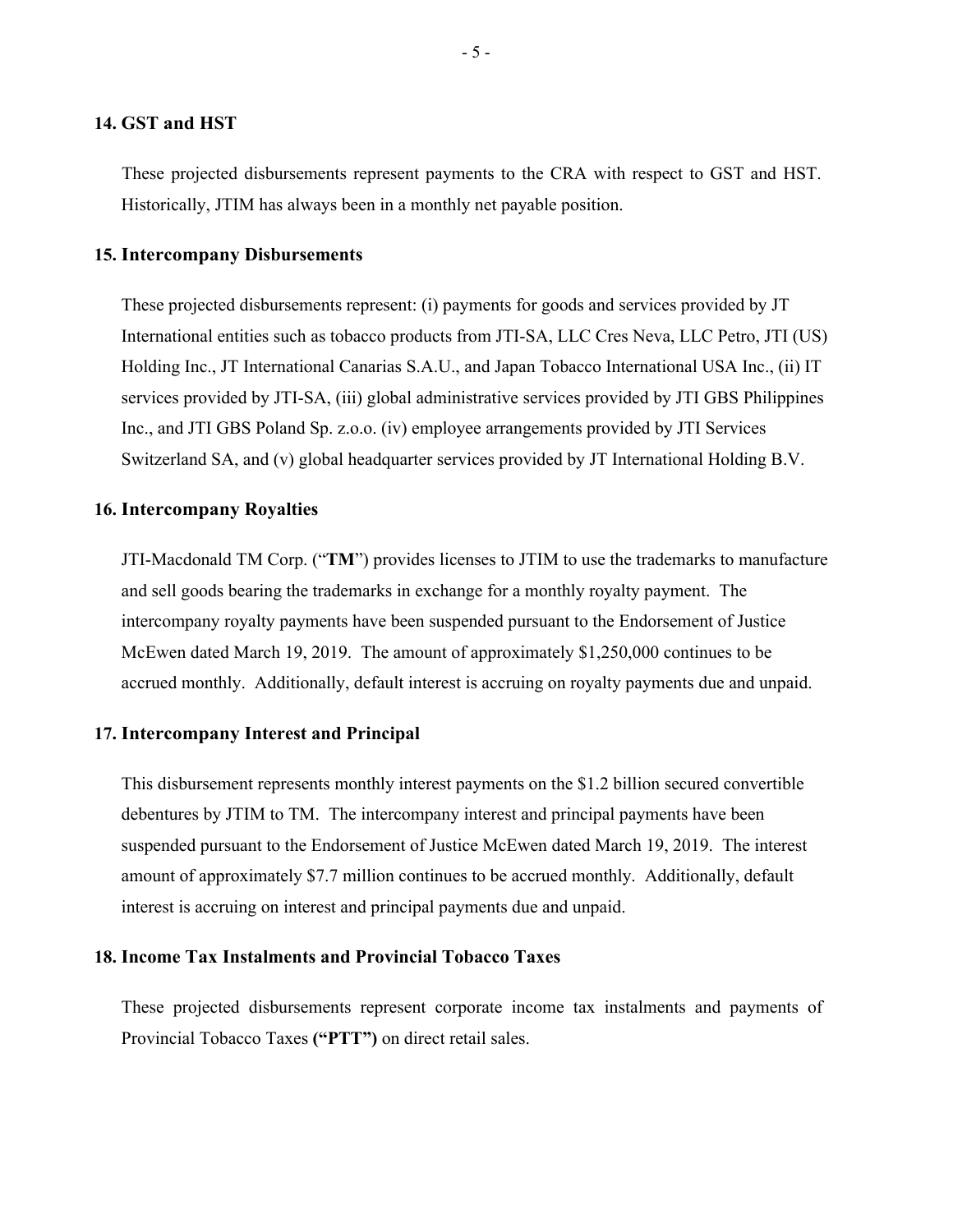## 14. GST and HST

These projected disbursements represent payments to the CRA with respect to GST and HST. Historically, JTIM has always been in a monthly net payable position.

## 15. Intercompany Disbursements

These projected disbursements represent: (i) payments for goods and services provided by JT International entities such as tobacco products from JTI-SA, LLC Cres Neva, LLC Petro, JTI (US) Holding Inc., JT International Canarias S.A.U., and Japan Tobacco International USA Inc., (ii) IT services provided by JTI-SA, (iii) global administrative services provided by JTI GBS Philippines Inc., and JTI GBS Poland Sp. z.o.o. (iv) employee arrangements provided by JTI Services Switzerland SA, and (v) global headquarter services provided by JT International Holding B.V.

## 16. Intercompany Royalties

JTI-Macdonald TM Corp. ("**TM**") provides licenses to JTIM to use the trademarks to manufacture and sell goods bearing the trademarks in exchange for a monthly royalty payment. The intercompany royalty payments have been suspended pursuant to the Endorsement of Justice McEwen dated March 19, 2019. The amount of approximately $1,250,000 continues to be accrued monthly. Additionally, default interest is accruing on royalty payments due and unpaid.

## 17. Intercompany Interest and Principal

This disbursement represents monthly interest payments on the $1.2 billion secured convertible debentures by JTIM to TM. The intercompany interest and principal payments have been suspended pursuant to the Endorsement of Justice McEwen dated March 19, 2019. The interest amount of approximately $7.7 million continues to be accrued monthly. Additionally, default interest is accruing on interest and principal payments due and unpaid.

## 18. Income Tax Instalments and Provincial Tobacco Taxes

These projected disbursements represent corporate income tax instalments and payments of Provincial Tobacco Taxes **("PTT")** on direct retail sales.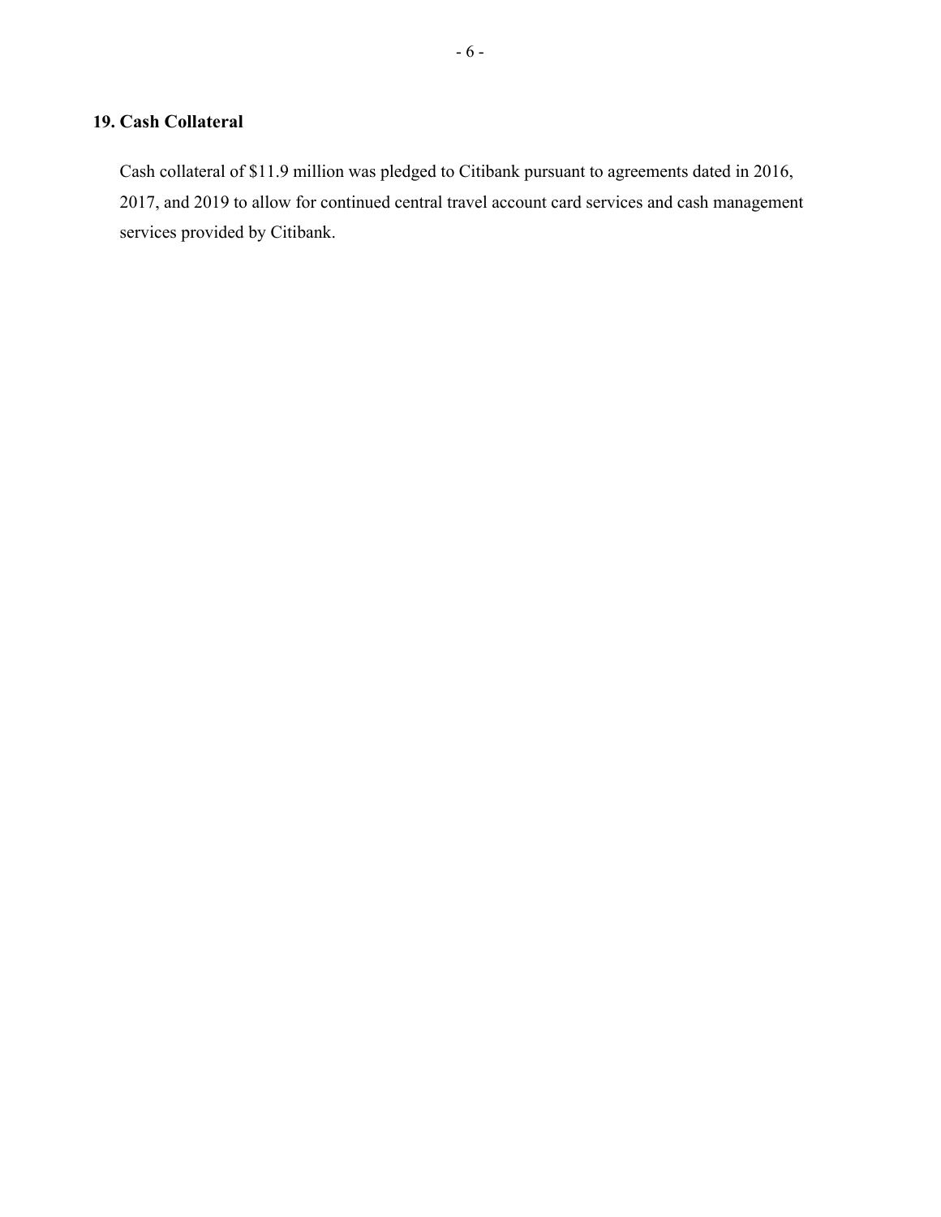## 19. Cash Collateral

Cash collateral of $11.9 million was pledged to Citibank pursuant to agreements dated in 2016, 2017, and 2019 to allow for continued central travel account card services and cash management services provided by Citibank.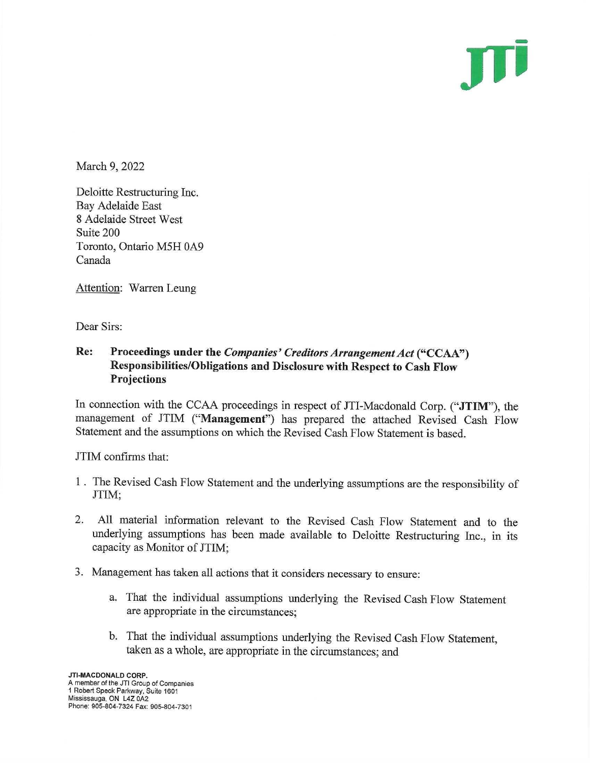JTI

March 9, 2022

Deloitte Restructuring Inc.
Bay Adelaide East
8 Adelaide Street West
Suite 200
Toronto, Ontario M5H 0A9
Canada

Attention: Warren Leung

Dear Sirs:

**Re: Proceedings under the *Companies' Creditors Arrangement Act* ("CCAA") Responsibilities/Obligations and Disclosure with Respect to Cash Flow Projections**

In connection with the CCAA proceedings in respect of JTI-Macdonald Corp. ("**JTIM**"), the management of JTIM ("**Management**") has prepared the attached Revised Cash Flow Statement and the assumptions on which the Revised Cash Flow Statement is based.

JTIM confirms that:

1. The Revised Cash Flow Statement and the underlying assumptions are the responsibility of JTIM;
2. All material information relevant to the Revised Cash Flow Statement and to the underlying assumptions has been made available to Deloitte Restructuring Inc., in its capacity as Monitor of JTIM;
3. Management has taken all actions that it considers necessary to ensure:
   a. That the individual assumptions underlying the Revised Cash Flow Statement are appropriate in the circumstances;
   b. That the individual assumptions underlying the Revised Cash Flow Statement, taken as a whole, are appropriate in the circumstances; and

**JTI-MACDONALD CORP.**
A member of the JTI Group of Companies
1 Robert Speck Parkway, Suite 1601
Mississauga, ON L4Z 0A2
Phone: 905-804-7324 Fax: 905-804-7301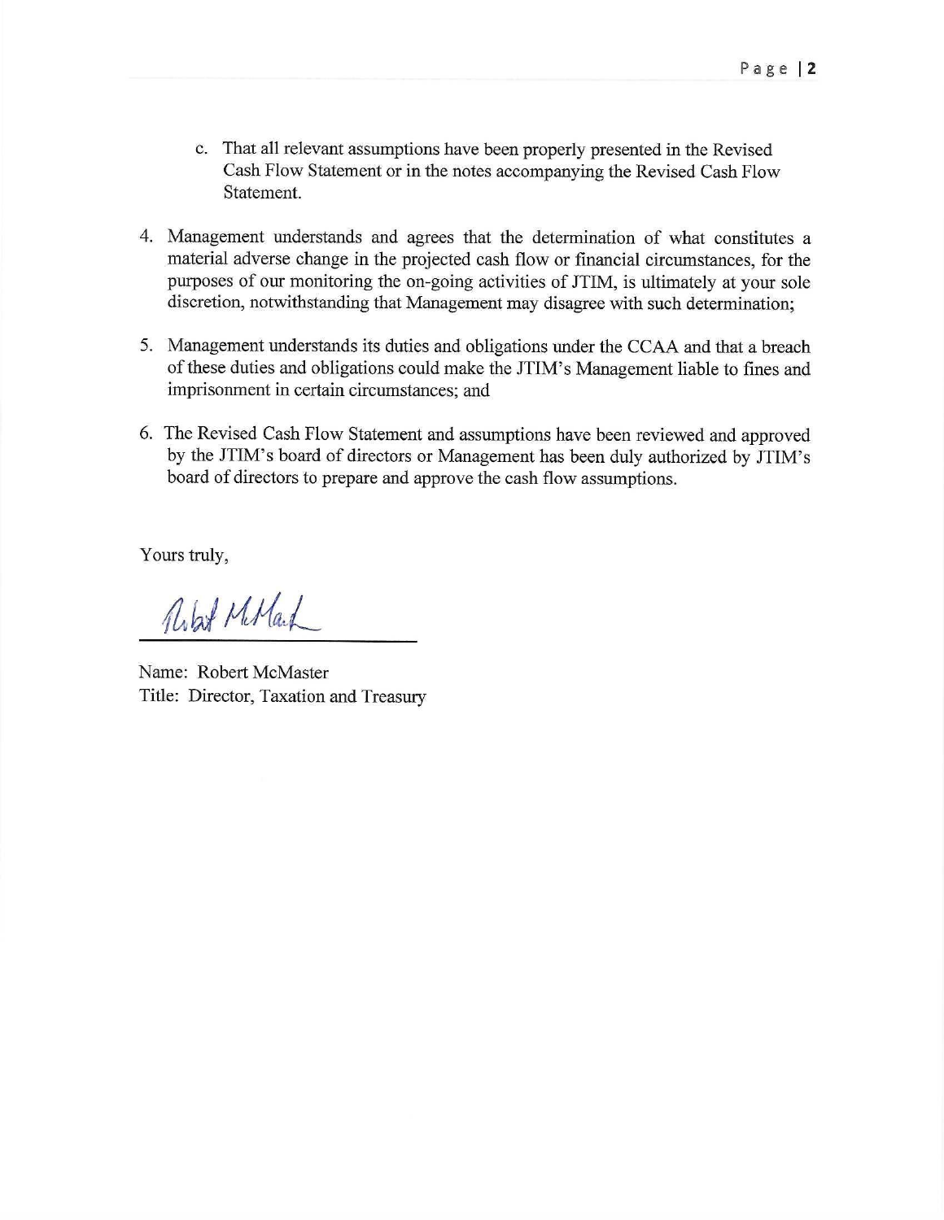c. That all relevant assumptions have been properly presented in the Revised Cash Flow Statement or in the notes accompanying the Revised Cash Flow Statement.

4. Management understands and agrees that the determination of what constitutes a material adverse change in the projected cash flow or financial circumstances, for the purposes of our monitoring the on-going activities of JTIM, is ultimately at your sole discretion, notwithstanding that Management may disagree with such determination;

5. Management understands its duties and obligations under the CCAA and that a breach of these duties and obligations could make the JTIM's Management liable to fines and imprisonment in certain circumstances; and

6. The Revised Cash Flow Statement and assumptions have been reviewed and approved by the JTIM's board of directors or Management has been duly authorized by JTIM's board of directors to prepare and approve the cash flow assumptions.

Yours truly,

Name: Robert McMaster
Title: Director, Taxation and Treasury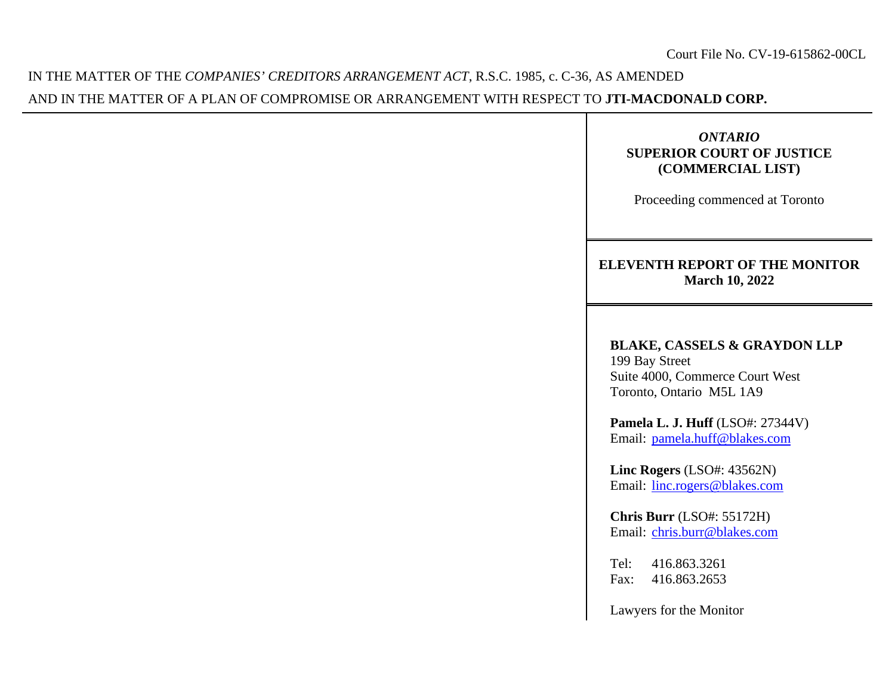Court File No. CV-19-615862-00CL

IN THE MATTER OF THE *COMPANIES' CREDITORS ARRANGEMENT ACT*, R.S.C. 1985, c. C-36, AS AMENDED

AND IN THE MATTER OF A PLAN OF COMPROMISE OR ARRANGEMENT WITH RESPECT TO **JTI-MACDONALD CORP.**

***ONTARIO***
**SUPERIOR COURT OF JUSTICE**
**(COMMERCIAL LIST)**

Proceeding commenced at Toronto

**ELEVENTH REPORT OF THE MONITOR**
**March 10, 2022**

**BLAKE, CASSELS & GRAYDON LLP**
199 Bay Street
Suite 4000, Commerce Court West
Toronto, Ontario M5L 1A9

**Pamela L. J. Huff** (LSO#: 27344V)
Email: pamela.huff@blakes.com

**Linc Rogers** (LSO#: 43562N)
Email: linc.rogers@blakes.com

**Chris Burr** (LSO#: 55172H)
Email: chris.burr@blakes.com

Tel: 416.863.3261
Fax: 416.863.2653

Lawyers for the Monitor